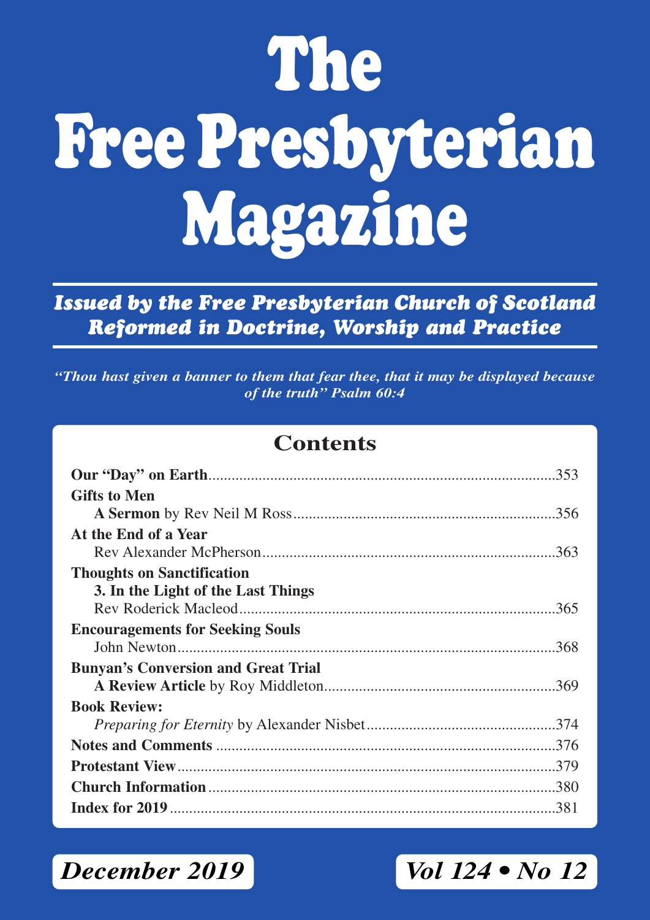# The Free Presbyterian Magazine

***Issued by the Free Presbyterian Church of Scotland***
***Reformed in Doctrine, Worship and Practice***

***"Thou hast given a banner to them that fear thee, that it may be displayed because of the truth" Psalm 60:4***

## Contents

**Our "Day" on Earth**........................................................................................353

**Gifts to Men**
**A Sermon** by Rev Neil M Ross...................................................................356

**At the End of a Year**
Rev Alexander McPherson...........................................................................363

**Thoughts on Sanctification**
**3. In the Light of the Last Things**
Rev Roderick Macleod.................................................................................365

**Encouragements for Seeking Souls**
John Newton..................................................................................................368

**Bunyan's Conversion and Great Trial**
**A Review Article** by Roy Middleton...........................................................369

**Book Review:**
*Preparing for Eternity* by Alexander Nisbet................................................374

**Notes and Comments** ......................................................................................376

**Protestant View**.................................................................................................379

**Church Information** ..........................................................................................380

**Index for 2019** ...................................................................................................381

***December 2019***

***Vol 124 • No 12***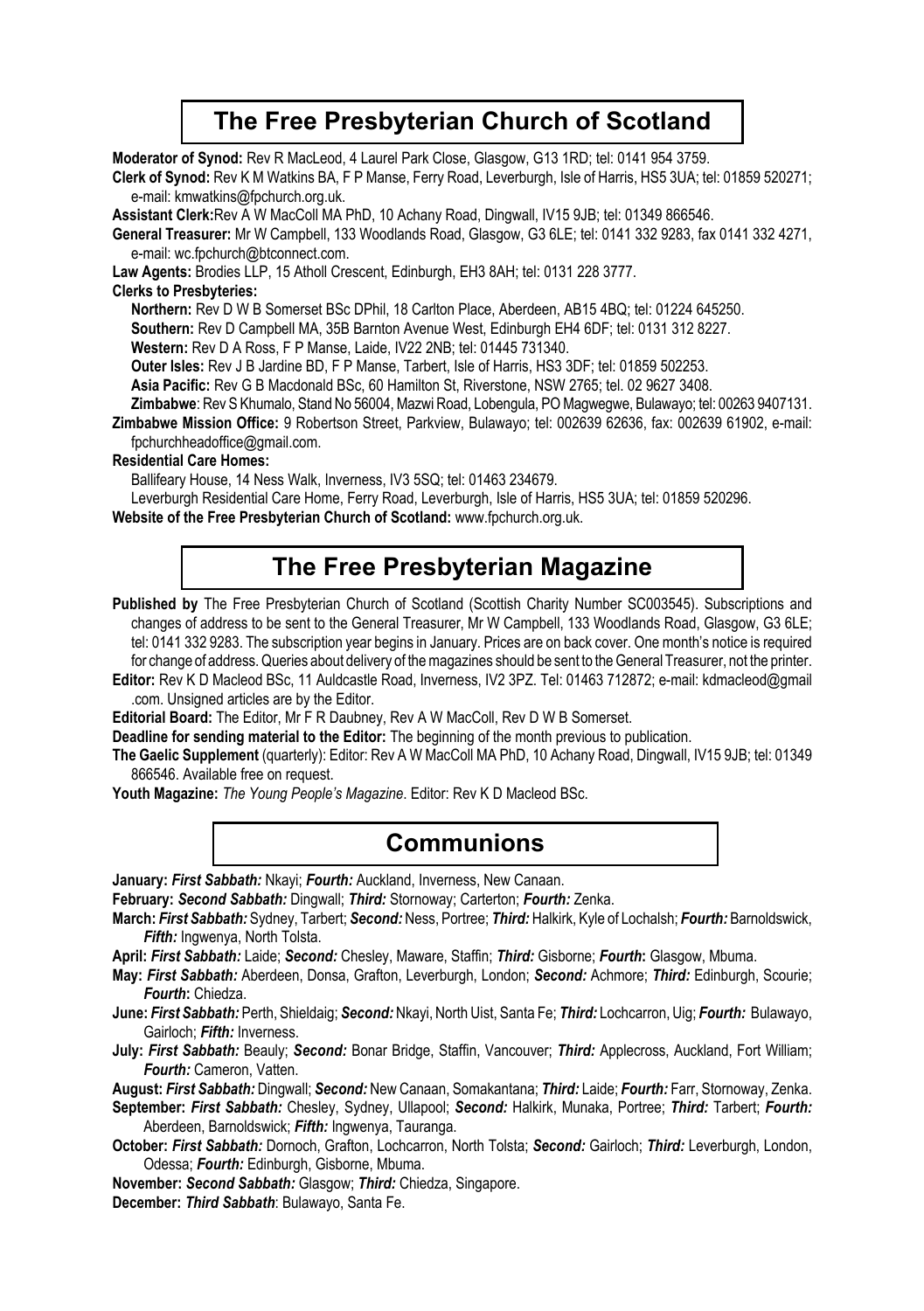## The Free Presbyterian Church of Scotland

**Moderator of Synod:** Rev R MacLeod, 4 Laurel Park Close, Glasgow, G13 1RD; tel: 0141 954 3759.

**Clerk of Synod:** Rev K M Watkins BA, F P Manse, Ferry Road, Leverburgh, Isle of Harris, HS5 3UA; tel: 01859 520271; e-mail: kmwatkins@fpchurch.org.uk.

**Assistant Clerk:** Rev A W MacColl MA PhD, 10 Achany Road, Dingwall, IV15 9JB; tel: 01349 866546.

**General Treasurer:** Mr W Campbell, 133 Woodlands Road, Glasgow, G3 6LE; tel: 0141 332 9283, fax 0141 332 4271, e-mail: wc.fpchurch@btconnect.com.

**Law Agents:** Brodies LLP, 15 Atholl Crescent, Edinburgh, EH3 8AH; tel: 0131 228 3777.

**Clerks to Presbyteries:**

**Northern:** Rev D W B Somerset BSc DPhil, 18 Carlton Place, Aberdeen, AB15 4BQ; tel: 01224 645250.

**Southern:** Rev D Campbell MA, 35B Barnton Avenue West, Edinburgh EH4 6DF; tel: 0131 312 8227.

**Western:** Rev D A Ross, F P Manse, Laide, IV22 2NB; tel: 01445 731340.

**Outer Isles:** Rev J B Jardine BD, F P Manse, Tarbert, Isle of Harris, HS3 3DF; tel: 01859 502253.

**Asia Pacific:** Rev G B Macdonald BSc, 60 Hamilton St, Riverstone, NSW 2765; tel. 02 9627 3408.

**Zimbabwe**: Rev S Khumalo, Stand No 56004, Mazwi Road, Lobengula, PO Magwegwe, Bulawayo; tel: 00263 9407131.

**Zimbabwe Mission Office:** 9 Robertson Street, Parkview, Bulawayo; tel: 002639 62636, fax: 002639 61902, e-mail: fpchurchheadoffice@gmail.com.

**Residential Care Homes:**

Ballifeary House, 14 Ness Walk, Inverness, IV3 5SQ; tel: 01463 234679.

Leverburgh Residential Care Home, Ferry Road, Leverburgh, Isle of Harris, HS5 3UA; tel: 01859 520296.

**Website of the Free Presbyterian Church of Scotland:** www.fpchurch.org.uk.

## The Free Presbyterian Magazine

**Published by** The Free Presbyterian Church of Scotland (Scottish Charity Number SC003545). Subscriptions and changes of address to be sent to the General Treasurer, Mr W Campbell, 133 Woodlands Road, Glasgow, G3 6LE; tel: 0141 332 9283. The subscription year begins in January. Prices are on back cover. One month's notice is required for change of address. Queries about delivery of the magazines should be sent to the General Treasurer, not the printer.

**Editor:** Rev K D Macleod BSc, 11 Auldcastle Road, Inverness, IV2 3PZ. Tel: 01463 712872; e-mail: kdmacleod@gmail.com. Unsigned articles are by the Editor.

**Editorial Board:** The Editor, Mr F R Daubney, Rev A W MacColl, Rev D W B Somerset.

**Deadline for sending material to the Editor:** The beginning of the month previous to publication.

**The Gaelic Supplement** (quarterly): Editor: Rev A W MacColl MA PhD, 10 Achany Road, Dingwall, IV15 9JB; tel: 01349 866546. Available free on request.

**Youth Magazine:** *The Young People's Magazine*. Editor: Rev K D Macleod BSc.

## Communions

**January:** ***First Sabbath:*** Nkayi; ***Fourth:*** Auckland, Inverness, New Canaan.

**February:** ***Second Sabbath:*** Dingwall; ***Third:*** Stornoway; Carterton; ***Fourth:*** Zenka.

**March:** ***First Sabbath:*** Sydney, Tarbert; ***Second:*** Ness, Portree; ***Third:*** Halkirk, Kyle of Lochalsh; ***Fourth:*** Barnoldswick, ***Fifth:*** Ingwenya, North Tolsta.

**April:** ***First Sabbath:*** Laide; ***Second:*** Chesley, Maware, Staffin; ***Third:*** Gisborne; ***Fourth*:** Glasgow, Mbuma.

**May:** ***First Sabbath:*** Aberdeen, Donsa, Grafton, Leverburgh, London; ***Second:*** Achmore; ***Third:*** Edinburgh, Scourie; ***Fourth*:** Chiedza.

**June:** ***First Sabbath:*** Perth, Shieldaig; ***Second:*** Nkayi, North Uist, Santa Fe; ***Third:*** Lochcarron, Uig; ***Fourth:*** Bulawayo, Gairloch; ***Fifth:*** Inverness.

**July:** ***First Sabbath:*** Beauly; ***Second:*** Bonar Bridge, Staffin, Vancouver; ***Third:*** Applecross, Auckland, Fort William; ***Fourth:*** Cameron, Vatten.

**August:** ***First Sabbath:*** Dingwall; ***Second:*** New Canaan, Somakantana; ***Third:*** Laide; ***Fourth:*** Farr, Stornoway, Zenka.

**September:** ***First Sabbath:*** Chesley, Sydney, Ullapool; ***Second:*** Halkirk, Munaka, Portree; ***Third:*** Tarbert; ***Fourth:*** Aberdeen, Barnoldswick; ***Fifth:*** Ingwenya, Tauranga.

**October:** ***First Sabbath:*** Dornoch, Grafton, Lochcarron, North Tolsta; ***Second:*** Gairloch; ***Third:*** Leverburgh, London, Odessa; ***Fourth:*** Edinburgh, Gisborne, Mbuma.

**November:** ***Second Sabbath:*** Glasgow; ***Third:*** Chiedza, Singapore.

**December:** ***Third Sabbath***: Bulawayo, Santa Fe.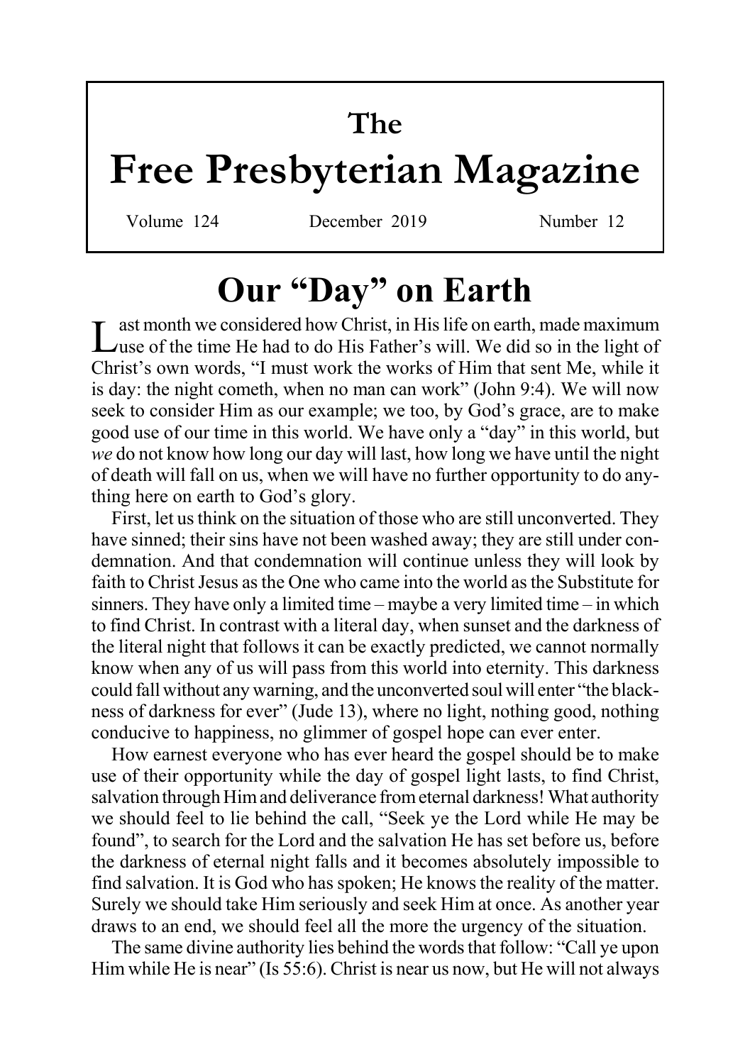# The Free Presbyterian Magazine

Volume 124 December 2019 Number 12

## Our "Day" on Earth

Last month we considered how Christ, in His life on earth, made maximum use of the time He had to do His Father's will. We did so in the light of Christ's own words, "I must work the works of Him that sent Me, while it is day: the night cometh, when no man can work" (John 9:4). We will now seek to consider Him as our example; we too, by God's grace, are to make good use of our time in this world. We have only a "day" in this world, but *we* do not know how long our day will last, how long we have until the night of death will fall on us, when we will have no further opportunity to do anything here on earth to God's glory.

First, let us think on the situation of those who are still unconverted. They have sinned; their sins have not been washed away; they are still under condemnation. And that condemnation will continue unless they will look by faith to Christ Jesus as the One who came into the world as the Substitute for sinners. They have only a limited time – maybe a very limited time – in which to find Christ. In contrast with a literal day, when sunset and the darkness of the literal night that follows it can be exactly predicted, we cannot normally know when any of us will pass from this world into eternity. This darkness could fall without any warning, and the unconverted soul will enter "the blackness of darkness for ever" (Jude 13), where no light, nothing good, nothing conducive to happiness, no glimmer of gospel hope can ever enter.

How earnest everyone who has ever heard the gospel should be to make use of their opportunity while the day of gospel light lasts, to find Christ, salvation through Him and deliverance from eternal darkness! What authority we should feel to lie behind the call, "Seek ye the Lord while He may be found", to search for the Lord and the salvation He has set before us, before the darkness of eternal night falls and it becomes absolutely impossible to find salvation. It is God who has spoken; He knows the reality of the matter. Surely we should take Him seriously and seek Him at once. As another year draws to an end, we should feel all the more the urgency of the situation.

The same divine authority lies behind the words that follow: "Call ye upon Him while He is near" (Is 55:6). Christ is near us now, but He will not always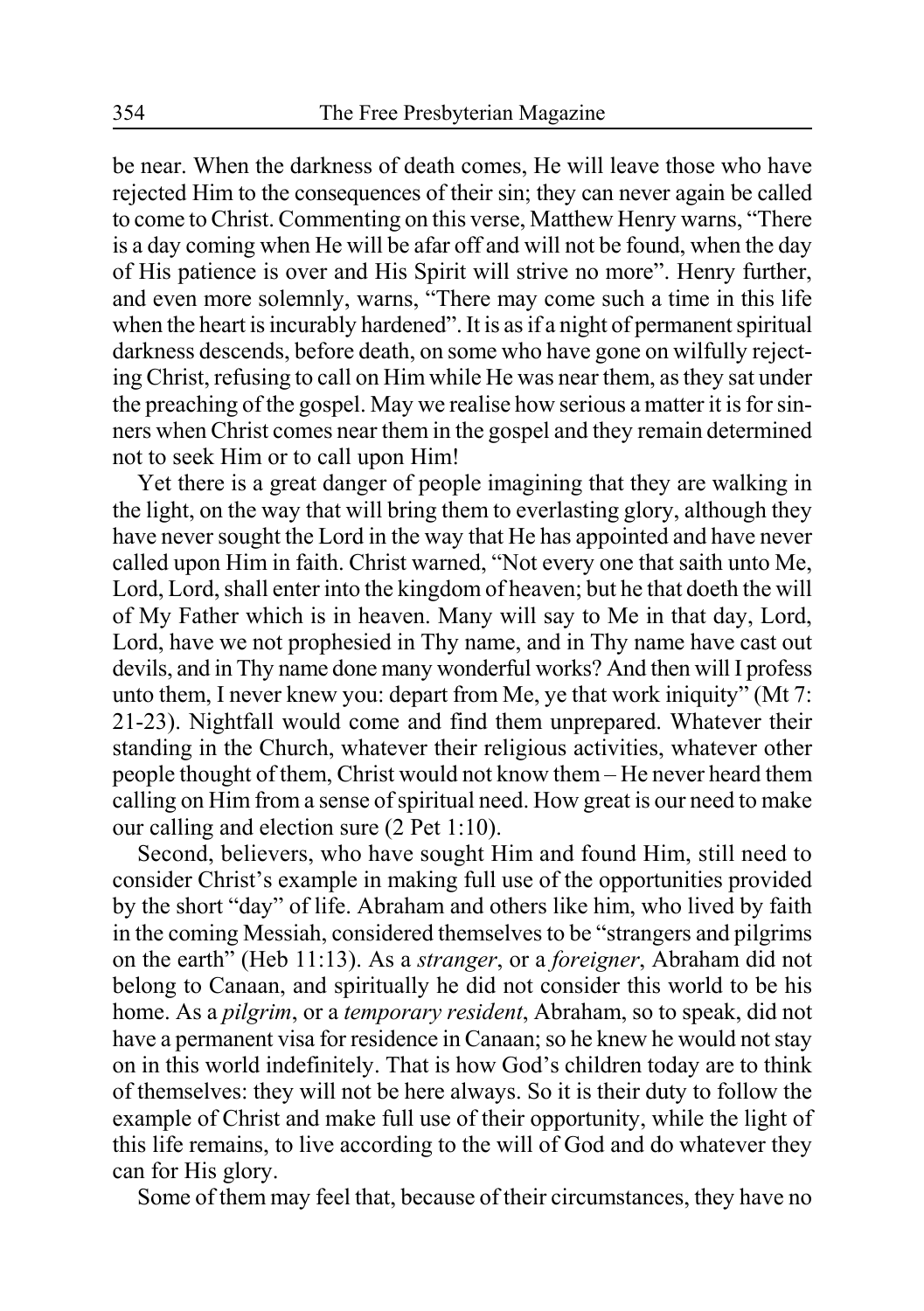be near. When the darkness of death comes, He will leave those who have rejected Him to the consequences of their sin; they can never again be called to come to Christ. Commenting on this verse, Matthew Henry warns, "There is a day coming when He will be afar off and will not be found, when the day of His patience is over and His Spirit will strive no more". Henry further, and even more solemnly, warns, "There may come such a time in this life when the heart is incurably hardened". It is as if a night of permanent spiritual darkness descends, before death, on some who have gone on wilfully rejecting Christ, refusing to call on Him while He was near them, as they sat under the preaching of the gospel. May we realise how serious a matter it is for sinners when Christ comes near them in the gospel and they remain determined not to seek Him or to call upon Him!

Yet there is a great danger of people imagining that they are walking in the light, on the way that will bring them to everlasting glory, although they have never sought the Lord in the way that He has appointed and have never called upon Him in faith. Christ warned, "Not every one that saith unto Me, Lord, Lord, shall enter into the kingdom of heaven; but he that doeth the will of My Father which is in heaven. Many will say to Me in that day, Lord, Lord, have we not prophesied in Thy name, and in Thy name have cast out devils, and in Thy name done many wonderful works? And then will I profess unto them, I never knew you: depart from Me, ye that work iniquity" (Mt 7: 21-23). Nightfall would come and find them unprepared. Whatever their standing in the Church, whatever their religious activities, whatever other people thought of them, Christ would not know them – He never heard them calling on Him from a sense of spiritual need. How great is our need to make our calling and election sure (2 Pet 1:10).

Second, believers, who have sought Him and found Him, still need to consider Christ's example in making full use of the opportunities provided by the short "day" of life. Abraham and others like him, who lived by faith in the coming Messiah, considered themselves to be "strangers and pilgrims on the earth" (Heb 11:13). As a *stranger*, or a *foreigner*, Abraham did not belong to Canaan, and spiritually he did not consider this world to be his home. As a *pilgrim*, or a *temporary resident*, Abraham, so to speak, did not have a permanent visa for residence in Canaan; so he knew he would not stay on in this world indefinitely. That is how God's children today are to think of themselves: they will not be here always. So it is their duty to follow the example of Christ and make full use of their opportunity, while the light of this life remains, to live according to the will of God and do whatever they can for His glory.

Some of them may feel that, because of their circumstances, they have no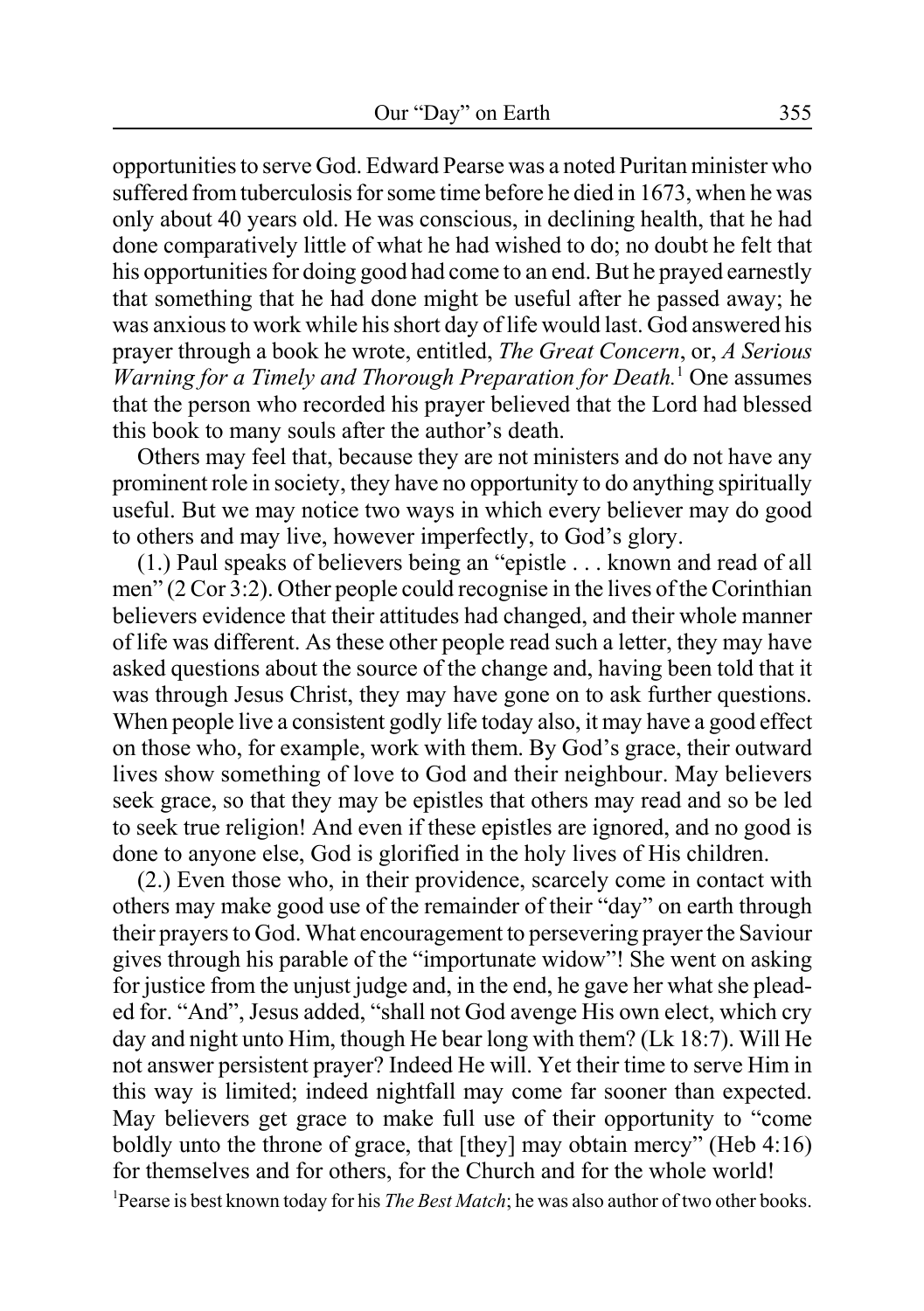opportunities to serve God. Edward Pearse was a noted Puritan minister who suffered from tuberculosis for some time before he died in 1673, when he was only about 40 years old. He was conscious, in declining health, that he had done comparatively little of what he had wished to do; no doubt he felt that his opportunities for doing good had come to an end. But he prayed earnestly that something that he had done might be useful after he passed away; he was anxious to work while his short day of life would last. God answered his prayer through a book he wrote, entitled, *The Great Concern*, or, *A Serious Warning for a Timely and Thorough Preparation for Death.*[1] One assumes that the person who recorded his prayer believed that the Lord had blessed this book to many souls after the author's death.

Others may feel that, because they are not ministers and do not have any prominent role in society, they have no opportunity to do anything spiritually useful. But we may notice two ways in which every believer may do good to others and may live, however imperfectly, to God's glory.

(1.) Paul speaks of believers being an "epistle . . . known and read of all men" (2 Cor 3:2). Other people could recognise in the lives of the Corinthian believers evidence that their attitudes had changed, and their whole manner of life was different. As these other people read such a letter, they may have asked questions about the source of the change and, having been told that it was through Jesus Christ, they may have gone on to ask further questions. When people live a consistent godly life today also, it may have a good effect on those who, for example, work with them. By God's grace, their outward lives show something of love to God and their neighbour. May believers seek grace, so that they may be epistles that others may read and so be led to seek true religion! And even if these epistles are ignored, and no good is done to anyone else, God is glorified in the holy lives of His children.

(2.) Even those who, in their providence, scarcely come in contact with others may make good use of the remainder of their "day" on earth through their prayers to God. What encouragement to persevering prayer the Saviour gives through his parable of the "importunate widow"! She went on asking for justice from the unjust judge and, in the end, he gave her what she pleaded for. "And", Jesus added, "shall not God avenge His own elect, which cry day and night unto Him, though He bear long with them? (Lk 18:7). Will He not answer persistent prayer? Indeed He will. Yet their time to serve Him in this way is limited; indeed nightfall may come far sooner than expected. May believers get grace to make full use of their opportunity to "come boldly unto the throne of grace, that [they] may obtain mercy" (Heb 4:16) for themselves and for others, for the Church and for the whole world!

[1]Pearse is best known today for his *The Best Match*; he was also author of two other books.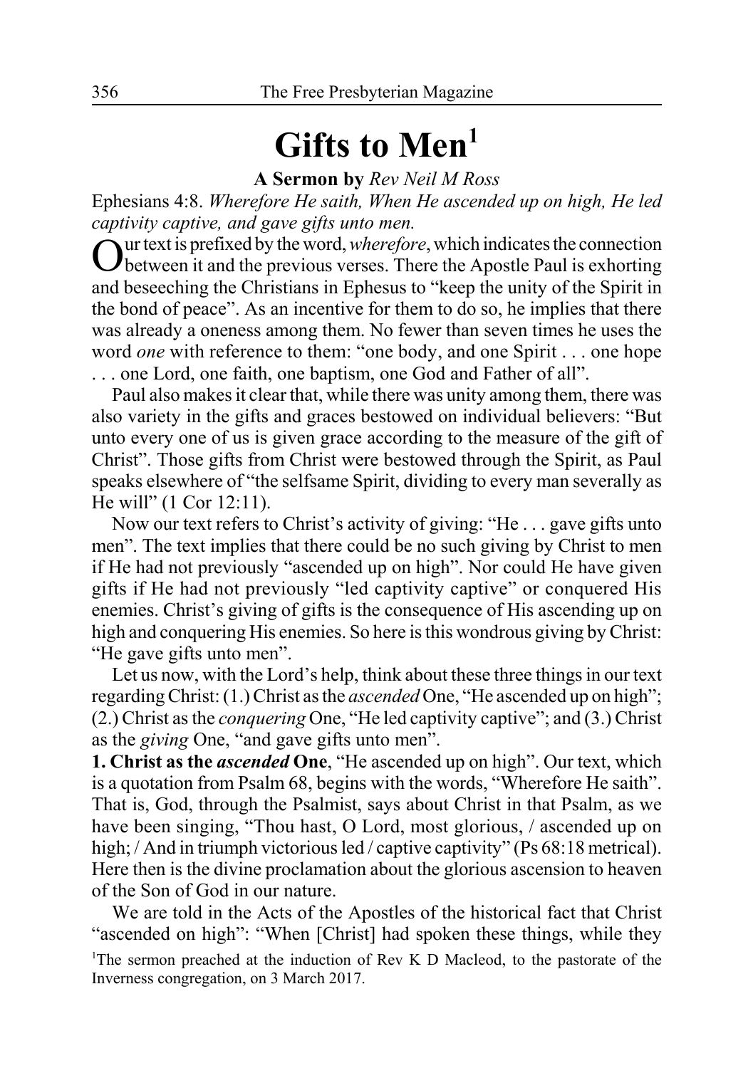# Gifts to Men[1]

**A Sermon by** *Rev Neil M Ross*

Ephesians 4:8. *Wherefore He saith, When He ascended up on high, He led captivity captive, and gave gifts unto men.*

Our text is prefixed by the word, *wherefore*, which indicates the connection between it and the previous verses. There the Apostle Paul is exhorting and beseeching the Christians in Ephesus to "keep the unity of the Spirit in the bond of peace". As an incentive for them to do so, he implies that there was already a oneness among them. No fewer than seven times he uses the word *one* with reference to them: "one body, and one Spirit . . . one hope . . . one Lord, one faith, one baptism, one God and Father of all".

Paul also makes it clear that, while there was unity among them, there was also variety in the gifts and graces bestowed on individual believers: "But unto every one of us is given grace according to the measure of the gift of Christ". Those gifts from Christ were bestowed through the Spirit, as Paul speaks elsewhere of "the selfsame Spirit, dividing to every man severally as He will" (1 Cor 12:11).

Now our text refers to Christ's activity of giving: "He . . . gave gifts unto men". The text implies that there could be no such giving by Christ to men if He had not previously "ascended up on high". Nor could He have given gifts if He had not previously "led captivity captive" or conquered His enemies. Christ's giving of gifts is the consequence of His ascending up on high and conquering His enemies. So here is this wondrous giving by Christ: "He gave gifts unto men".

Let us now, with the Lord's help, think about these three things in our text regarding Christ: (1.) Christ as the *ascended* One, "He ascended up on high"; (2.) Christ as the *conquering* One, "He led captivity captive"; and (3.) Christ as the *giving* One, "and gave gifts unto men".

**1. Christ as the *ascended* One**, "He ascended up on high". Our text, which is a quotation from Psalm 68, begins with the words, "Wherefore He saith". That is, God, through the Psalmist, says about Christ in that Psalm, as we have been singing, "Thou hast, O Lord, most glorious, / ascended up on high; / And in triumph victorious led / captive captivity" (Ps 68:18 metrical). Here then is the divine proclamation about the glorious ascension to heaven of the Son of God in our nature.

We are told in the Acts of the Apostles of the historical fact that Christ "ascended on high": "When [Christ] had spoken these things, while they

[1]The sermon preached at the induction of Rev K D Macleod, to the pastorate of the Inverness congregation, on 3 March 2017.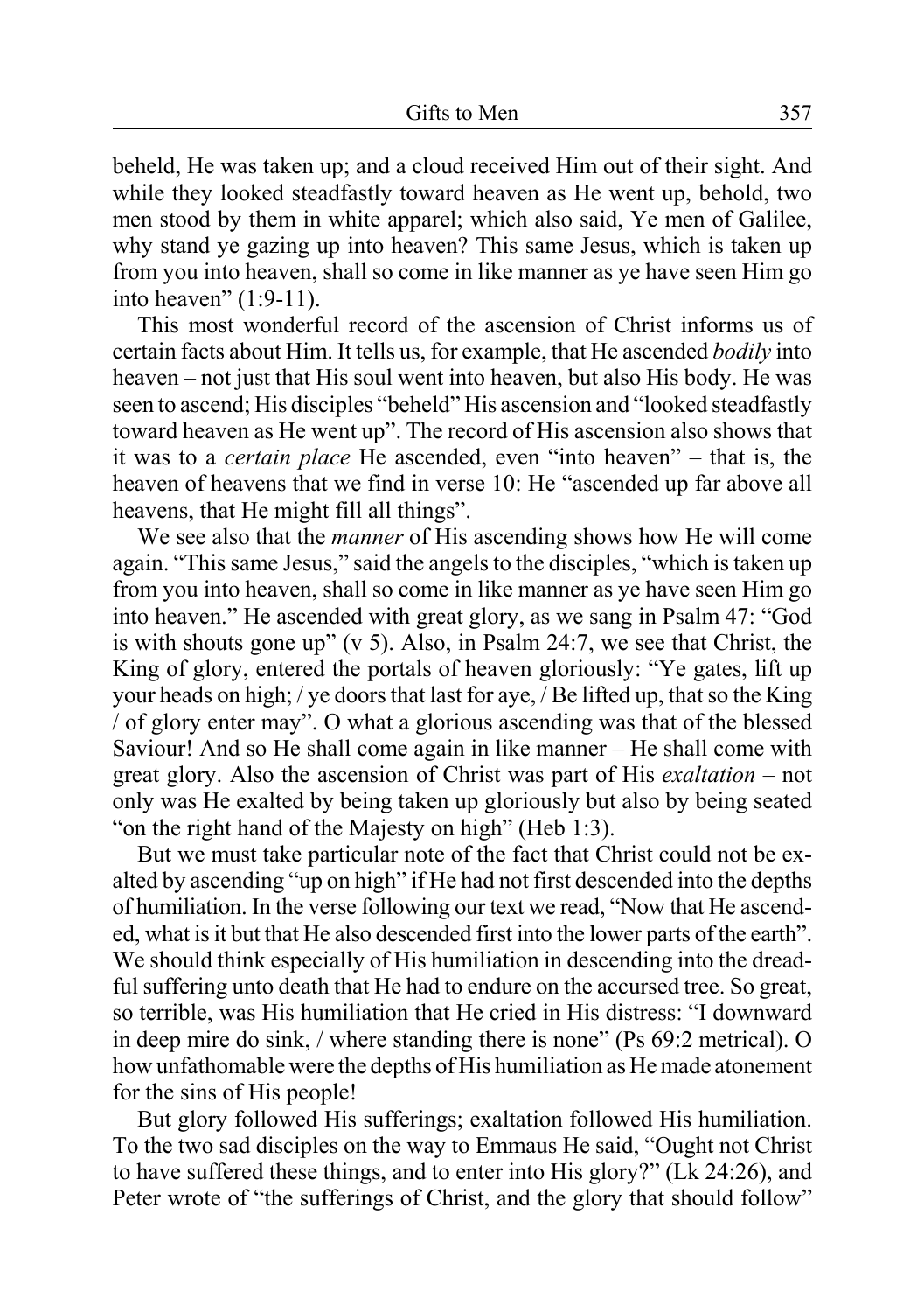beheld, He was taken up; and a cloud received Him out of their sight. And while they looked steadfastly toward heaven as He went up, behold, two men stood by them in white apparel; which also said, Ye men of Galilee, why stand ye gazing up into heaven? This same Jesus, which is taken up from you into heaven, shall so come in like manner as ye have seen Him go into heaven" (1:9-11).

This most wonderful record of the ascension of Christ informs us of certain facts about Him. It tells us, for example, that He ascended *bodily* into heaven – not just that His soul went into heaven, but also His body. He was seen to ascend; His disciples "beheld" His ascension and "looked steadfastly toward heaven as He went up". The record of His ascension also shows that it was to a *certain place* He ascended, even "into heaven" – that is, the heaven of heavens that we find in verse 10: He "ascended up far above all heavens, that He might fill all things".

We see also that the *manner* of His ascending shows how He will come again. "This same Jesus," said the angels to the disciples, "which is taken up from you into heaven, shall so come in like manner as ye have seen Him go into heaven." He ascended with great glory, as we sang in Psalm 47: "God is with shouts gone up" (v 5). Also, in Psalm 24:7, we see that Christ, the King of glory, entered the portals of heaven gloriously: "Ye gates, lift up your heads on high; / ye doors that last for aye, / Be lifted up, that so the King / of glory enter may". O what a glorious ascending was that of the blessed Saviour! And so He shall come again in like manner – He shall come with great glory. Also the ascension of Christ was part of His *exaltation* – not only was He exalted by being taken up gloriously but also by being seated "on the right hand of the Majesty on high" (Heb 1:3).

But we must take particular note of the fact that Christ could not be exalted by ascending "up on high" if He had not first descended into the depths of humiliation. In the verse following our text we read, "Now that He ascended, what is it but that He also descended first into the lower parts of the earth". We should think especially of His humiliation in descending into the dreadful suffering unto death that He had to endure on the accursed tree. So great, so terrible, was His humiliation that He cried in His distress: "I downward in deep mire do sink, / where standing there is none" (Ps 69:2 metrical). O how unfathomable were the depths of His humiliation as He made atonement for the sins of His people!

But glory followed His sufferings; exaltation followed His humiliation. To the two sad disciples on the way to Emmaus He said, "Ought not Christ to have suffered these things, and to enter into His glory?" (Lk 24:26), and Peter wrote of "the sufferings of Christ, and the glory that should follow"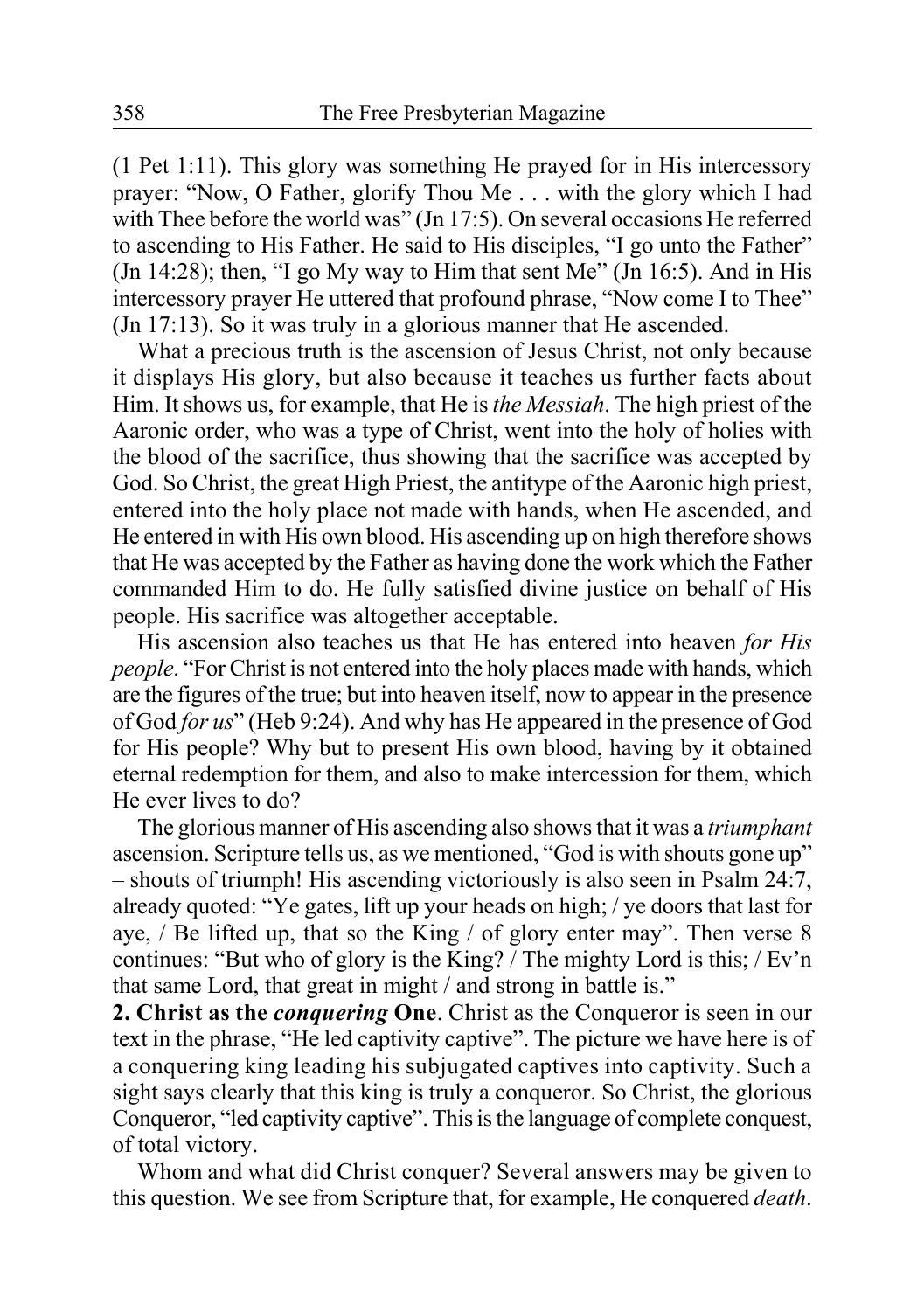(1 Pet 1:11). This glory was something He prayed for in His intercessory prayer: "Now, O Father, glorify Thou Me . . . with the glory which I had with Thee before the world was" (Jn 17:5). On several occasions He referred to ascending to His Father. He said to His disciples, "I go unto the Father" (Jn 14:28); then, "I go My way to Him that sent Me" (Jn 16:5). And in His intercessory prayer He uttered that profound phrase, "Now come I to Thee" (Jn 17:13). So it was truly in a glorious manner that He ascended.

What a precious truth is the ascension of Jesus Christ, not only because it displays His glory, but also because it teaches us further facts about Him. It shows us, for example, that He is *the Messiah*. The high priest of the Aaronic order, who was a type of Christ, went into the holy of holies with the blood of the sacrifice, thus showing that the sacrifice was accepted by God. So Christ, the great High Priest, the antitype of the Aaronic high priest, entered into the holy place not made with hands, when He ascended, and He entered in with His own blood. His ascending up on high therefore shows that He was accepted by the Father as having done the work which the Father commanded Him to do. He fully satisfied divine justice on behalf of His people. His sacrifice was altogether acceptable.

His ascension also teaches us that He has entered into heaven *for His people*. "For Christ is not entered into the holy places made with hands, which are the figures of the true; but into heaven itself, now to appear in the presence of God *for us*" (Heb 9:24). And why has He appeared in the presence of God for His people? Why but to present His own blood, having by it obtained eternal redemption for them, and also to make intercession for them, which He ever lives to do?

The glorious manner of His ascending also shows that it was a *triumphant* ascension. Scripture tells us, as we mentioned, "God is with shouts gone up" – shouts of triumph! His ascending victoriously is also seen in Psalm 24:7, already quoted: "Ye gates, lift up your heads on high; / ye doors that last for aye, / Be lifted up, that so the King / of glory enter may". Then verse 8 continues: "But who of glory is the King? / The mighty Lord is this; / Ev'n that same Lord, that great in might / and strong in battle is."

**2. Christ as the *conquering* One**. Christ as the Conqueror is seen in our text in the phrase, "He led captivity captive". The picture we have here is of a conquering king leading his subjugated captives into captivity. Such a sight says clearly that this king is truly a conqueror. So Christ, the glorious Conqueror, "led captivity captive". This is the language of complete conquest, of total victory.

Whom and what did Christ conquer? Several answers may be given to this question. We see from Scripture that, for example, He conquered *death*.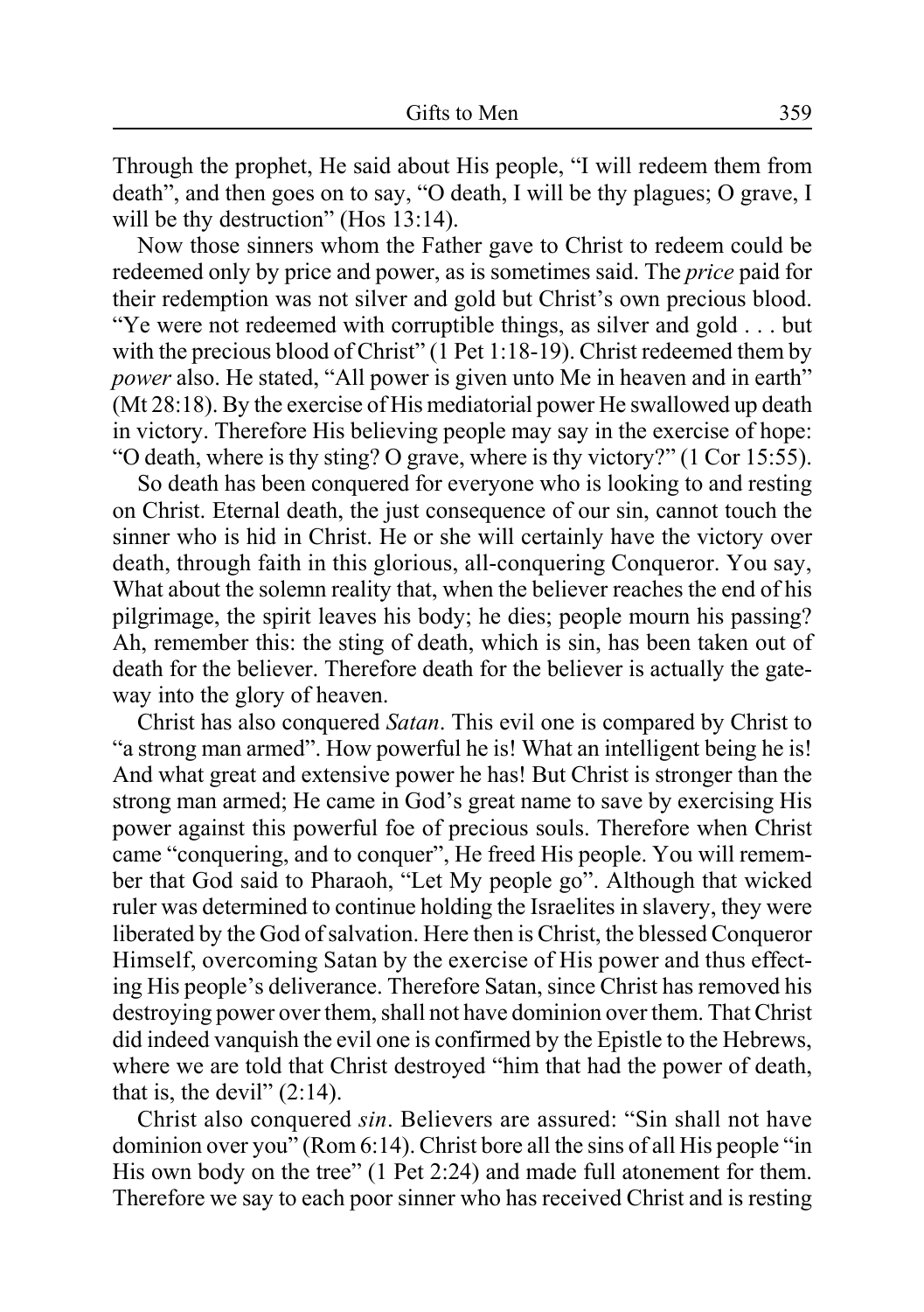Through the prophet, He said about His people, "I will redeem them from death", and then goes on to say, "O death, I will be thy plagues; O grave, I will be thy destruction" (Hos 13:14).

Now those sinners whom the Father gave to Christ to redeem could be redeemed only by price and power, as is sometimes said. The *price* paid for their redemption was not silver and gold but Christ's own precious blood. "Ye were not redeemed with corruptible things, as silver and gold . . . but with the precious blood of Christ" (1 Pet 1:18-19). Christ redeemed them by *power* also. He stated, "All power is given unto Me in heaven and in earth" (Mt 28:18). By the exercise of His mediatorial power He swallowed up death in victory. Therefore His believing people may say in the exercise of hope: "O death, where is thy sting? O grave, where is thy victory?" (1 Cor 15:55).

So death has been conquered for everyone who is looking to and resting on Christ. Eternal death, the just consequence of our sin, cannot touch the sinner who is hid in Christ. He or she will certainly have the victory over death, through faith in this glorious, all-conquering Conqueror. You say, What about the solemn reality that, when the believer reaches the end of his pilgrimage, the spirit leaves his body; he dies; people mourn his passing? Ah, remember this: the sting of death, which is sin, has been taken out of death for the believer. Therefore death for the believer is actually the gateway into the glory of heaven.

Christ has also conquered *Satan*. This evil one is compared by Christ to "a strong man armed". How powerful he is! What an intelligent being he is! And what great and extensive power he has! But Christ is stronger than the strong man armed; He came in God's great name to save by exercising His power against this powerful foe of precious souls. Therefore when Christ came "conquering, and to conquer", He freed His people. You will remember that God said to Pharaoh, "Let My people go". Although that wicked ruler was determined to continue holding the Israelites in slavery, they were liberated by the God of salvation. Here then is Christ, the blessed Conqueror Himself, overcoming Satan by the exercise of His power and thus effecting His people's deliverance. Therefore Satan, since Christ has removed his destroying power over them, shall not have dominion over them. That Christ did indeed vanquish the evil one is confirmed by the Epistle to the Hebrews, where we are told that Christ destroyed "him that had the power of death, that is, the devil" (2:14).

Christ also conquered *sin*. Believers are assured: "Sin shall not have dominion over you" (Rom 6:14). Christ bore all the sins of all His people "in His own body on the tree" (1 Pet 2:24) and made full atonement for them. Therefore we say to each poor sinner who has received Christ and is resting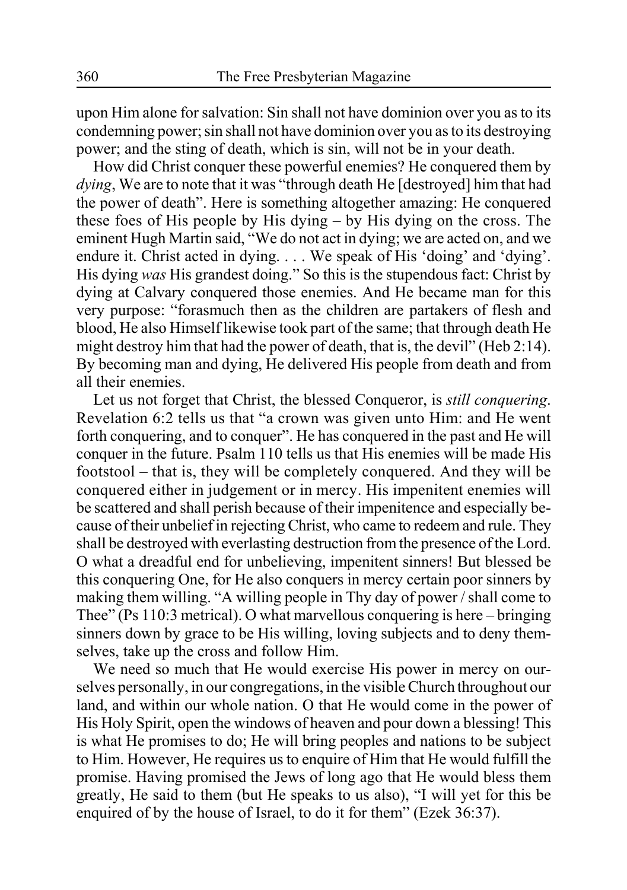upon Him alone for salvation: Sin shall not have dominion over you as to its condemning power; sin shall not have dominion over you as to its destroying power; and the sting of death, which is sin, will not be in your death.

How did Christ conquer these powerful enemies? He conquered them by *dying*, We are to note that it was "through death He [destroyed] him that had the power of death". Here is something altogether amazing: He conquered these foes of His people by His dying – by His dying on the cross. The eminent Hugh Martin said, "We do not act in dying; we are acted on, and we endure it. Christ acted in dying. . . . We speak of His 'doing' and 'dying'. His dying *was* His grandest doing." So this is the stupendous fact: Christ by dying at Calvary conquered those enemies. And He became man for this very purpose: "forasmuch then as the children are partakers of flesh and blood, He also Himself likewise took part of the same; that through death He might destroy him that had the power of death, that is, the devil" (Heb 2:14). By becoming man and dying, He delivered His people from death and from all their enemies.

Let us not forget that Christ, the blessed Conqueror, is *still conquering*. Revelation 6:2 tells us that "a crown was given unto Him: and He went forth conquering, and to conquer". He has conquered in the past and He will conquer in the future. Psalm 110 tells us that His enemies will be made His footstool – that is, they will be completely conquered. And they will be conquered either in judgement or in mercy. His impenitent enemies will be scattered and shall perish because of their impenitence and especially because of their unbelief in rejecting Christ, who came to redeem and rule. They shall be destroyed with everlasting destruction from the presence of the Lord. O what a dreadful end for unbelieving, impenitent sinners! But blessed be this conquering One, for He also conquers in mercy certain poor sinners by making them willing. "A willing people in Thy day of power / shall come to Thee" (Ps 110:3 metrical). O what marvellous conquering is here – bringing sinners down by grace to be His willing, loving subjects and to deny themselves, take up the cross and follow Him.

We need so much that He would exercise His power in mercy on ourselves personally, in our congregations, in the visible Church throughout our land, and within our whole nation. O that He would come in the power of His Holy Spirit, open the windows of heaven and pour down a blessing! This is what He promises to do; He will bring peoples and nations to be subject to Him. However, He requires us to enquire of Him that He would fulfill the promise. Having promised the Jews of long ago that He would bless them greatly, He said to them (but He speaks to us also), "I will yet for this be enquired of by the house of Israel, to do it for them" (Ezek 36:37).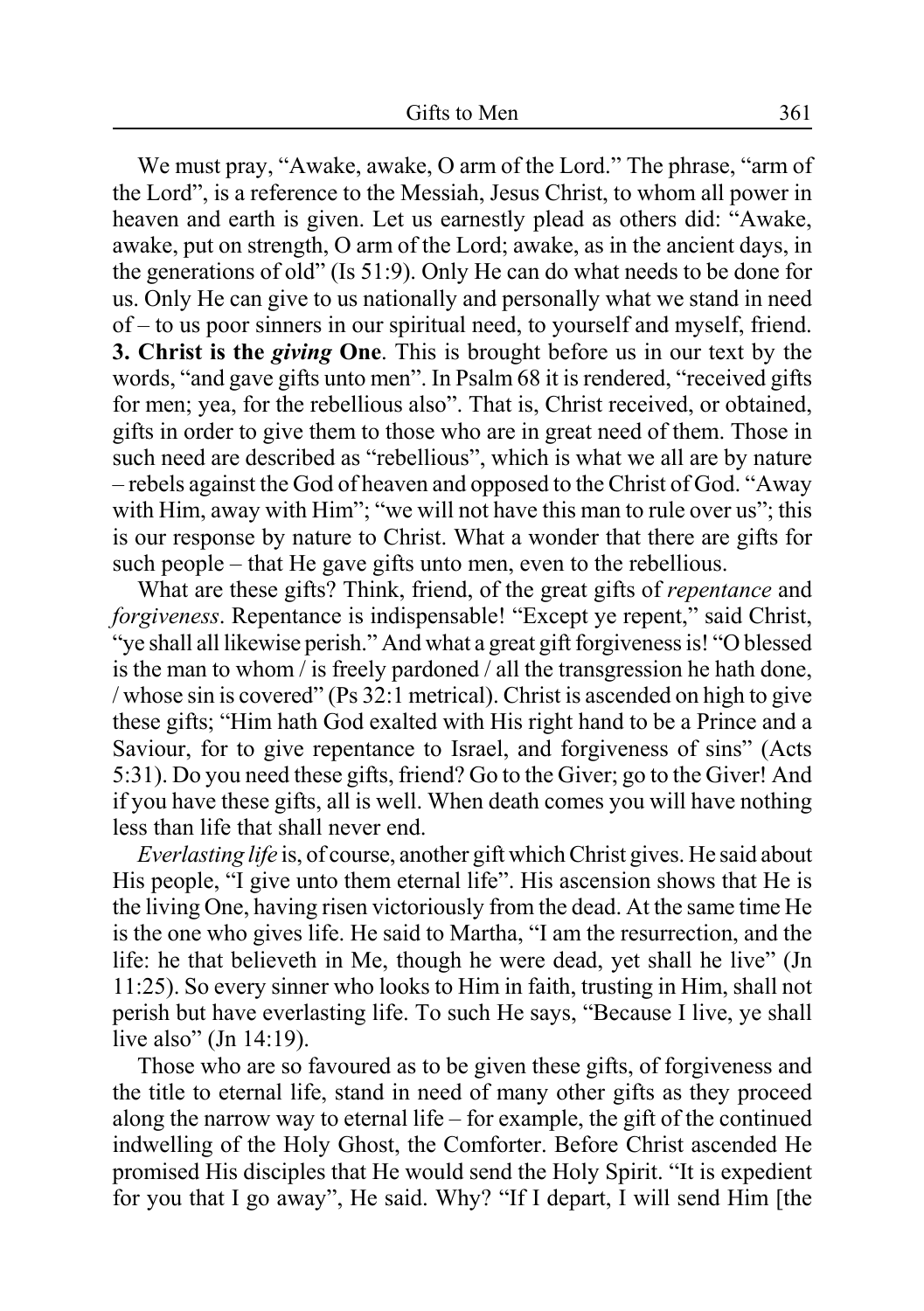We must pray, "Awake, awake, O arm of the Lord." The phrase, "arm of the Lord", is a reference to the Messiah, Jesus Christ, to whom all power in heaven and earth is given. Let us earnestly plead as others did: "Awake, awake, put on strength, O arm of the Lord; awake, as in the ancient days, in the generations of old" (Is 51:9). Only He can do what needs to be done for us. Only He can give to us nationally and personally what we stand in need of – to us poor sinners in our spiritual need, to yourself and myself, friend.

**3. Christ is the *giving* One**. This is brought before us in our text by the words, "and gave gifts unto men". In Psalm 68 it is rendered, "received gifts for men; yea, for the rebellious also". That is, Christ received, or obtained, gifts in order to give them to those who are in great need of them. Those in such need are described as "rebellious", which is what we all are by nature – rebels against the God of heaven and opposed to the Christ of God. "Away with Him, away with Him"; "we will not have this man to rule over us"; this is our response by nature to Christ. What a wonder that there are gifts for such people – that He gave gifts unto men, even to the rebellious.

What are these gifts? Think, friend, of the great gifts of *repentance* and *forgiveness*. Repentance is indispensable! "Except ye repent," said Christ, "ye shall all likewise perish." And what a great gift forgiveness is! "O blessed is the man to whom / is freely pardoned / all the transgression he hath done, / whose sin is covered" (Ps 32:1 metrical). Christ is ascended on high to give these gifts; "Him hath God exalted with His right hand to be a Prince and a Saviour, for to give repentance to Israel, and forgiveness of sins" (Acts 5:31). Do you need these gifts, friend? Go to the Giver; go to the Giver! And if you have these gifts, all is well. When death comes you will have nothing less than life that shall never end.

*Everlasting life* is, of course, another gift which Christ gives. He said about His people, "I give unto them eternal life". His ascension shows that He is the living One, having risen victoriously from the dead. At the same time He is the one who gives life. He said to Martha, "I am the resurrection, and the life: he that believeth in Me, though he were dead, yet shall he live" (Jn 11:25). So every sinner who looks to Him in faith, trusting in Him, shall not perish but have everlasting life. To such He says, "Because I live, ye shall live also" (Jn 14:19).

Those who are so favoured as to be given these gifts, of forgiveness and the title to eternal life, stand in need of many other gifts as they proceed along the narrow way to eternal life – for example, the gift of the continued indwelling of the Holy Ghost, the Comforter. Before Christ ascended He promised His disciples that He would send the Holy Spirit. "It is expedient for you that I go away", He said. Why? "If I depart, I will send Him [the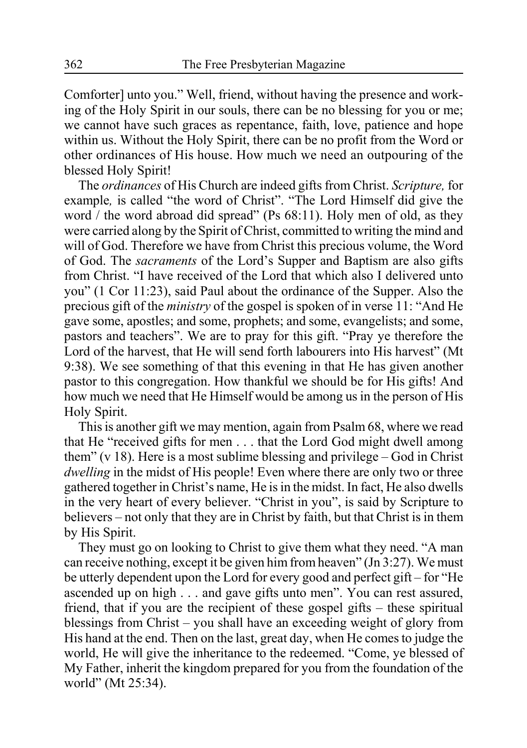Comforter] unto you." Well, friend, without having the presence and working of the Holy Spirit in our souls, there can be no blessing for you or me; we cannot have such graces as repentance, faith, love, patience and hope within us. Without the Holy Spirit, there can be no profit from the Word or other ordinances of His house. How much we need an outpouring of the blessed Holy Spirit!

The *ordinances* of His Church are indeed gifts from Christ. *Scripture,* for example*,* is called "the word of Christ". "The Lord Himself did give the word / the word abroad did spread" (Ps 68:11). Holy men of old, as they were carried along by the Spirit of Christ, committed to writing the mind and will of God. Therefore we have from Christ this precious volume, the Word of God. The *sacraments* of the Lord's Supper and Baptism are also gifts from Christ. "I have received of the Lord that which also I delivered unto you" (1 Cor 11:23), said Paul about the ordinance of the Supper. Also the precious gift of the *ministry* of the gospel is spoken of in verse 11: "And He gave some, apostles; and some, prophets; and some, evangelists; and some, pastors and teachers". We are to pray for this gift. "Pray ye therefore the Lord of the harvest, that He will send forth labourers into His harvest" (Mt 9:38). We see something of that this evening in that He has given another pastor to this congregation. How thankful we should be for His gifts! And how much we need that He Himself would be among us in the person of His Holy Spirit.

This is another gift we may mention, again from Psalm 68, where we read that He "received gifts for men . . . that the Lord God might dwell among them" (v 18). Here is a most sublime blessing and privilege – God in Christ *dwelling* in the midst of His people! Even where there are only two or three gathered together in Christ's name, He is in the midst. In fact, He also dwells in the very heart of every believer. "Christ in you", is said by Scripture to believers – not only that they are in Christ by faith, but that Christ is in them by His Spirit.

They must go on looking to Christ to give them what they need. "A man can receive nothing, except it be given him from heaven" (Jn 3:27). We must be utterly dependent upon the Lord for every good and perfect gift – for "He ascended up on high . . . and gave gifts unto men". You can rest assured, friend, that if you are the recipient of these gospel gifts – these spiritual blessings from Christ – you shall have an exceeding weight of glory from His hand at the end. Then on the last, great day, when He comes to judge the world, He will give the inheritance to the redeemed. "Come, ye blessed of My Father, inherit the kingdom prepared for you from the foundation of the world" (Mt 25:34).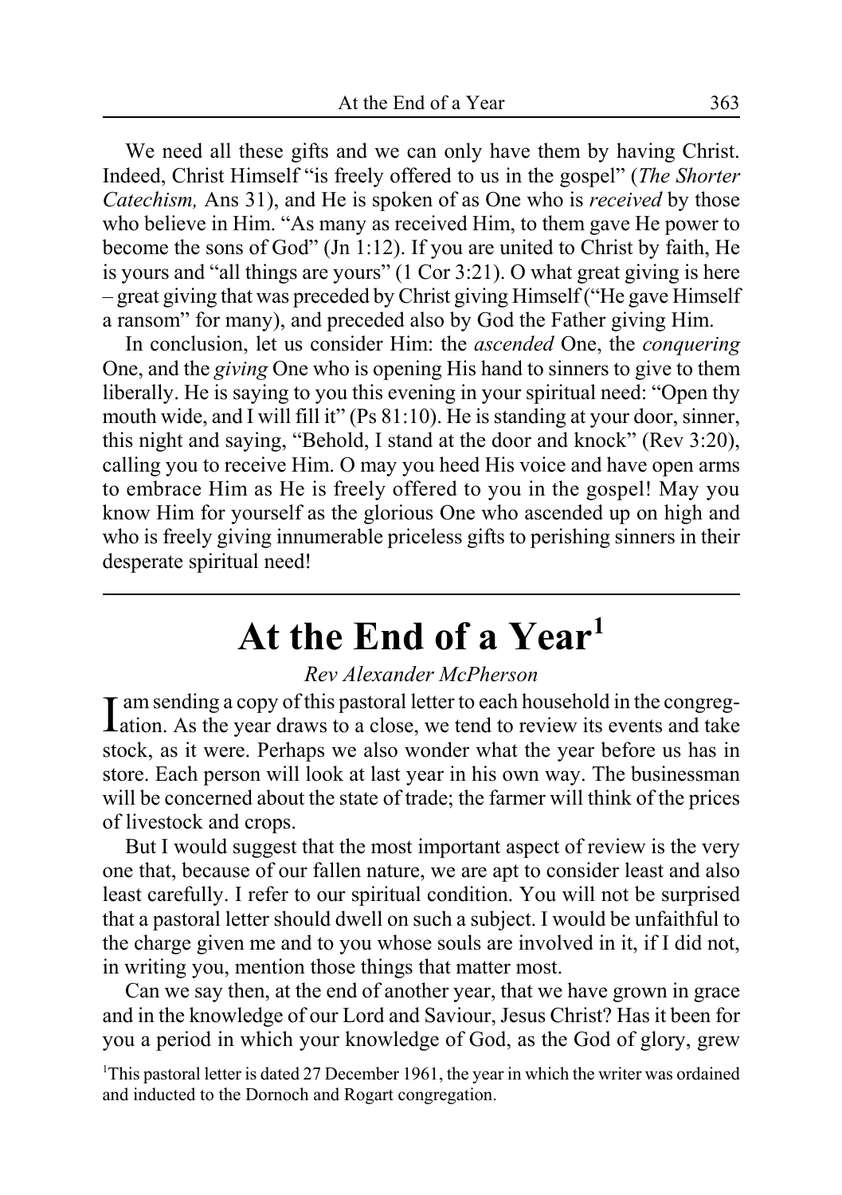We need all these gifts and we can only have them by having Christ. Indeed, Christ Himself "is freely offered to us in the gospel" (*The Shorter Catechism,* Ans 31), and He is spoken of as One who is *received* by those who believe in Him. "As many as received Him, to them gave He power to become the sons of God" (Jn 1:12). If you are united to Christ by faith, He is yours and "all things are yours" (1 Cor 3:21). O what great giving is here – great giving that was preceded by Christ giving Himself ("He gave Himself a ransom" for many), and preceded also by God the Father giving Him.

In conclusion, let us consider Him: the *ascended* One, the *conquering* One, and the *giving* One who is opening His hand to sinners to give to them liberally. He is saying to you this evening in your spiritual need: "Open thy mouth wide, and I will fill it" (Ps 81:10). He is standing at your door, sinner, this night and saying, "Behold, I stand at the door and knock" (Rev 3:20), calling you to receive Him. O may you heed His voice and have open arms to embrace Him as He is freely offered to you in the gospel! May you know Him for yourself as the glorious One who ascended up on high and who is freely giving innumerable priceless gifts to perishing sinners in their desperate spiritual need!

---

# At the End of a Year[1]

*Rev Alexander McPherson*

I am sending a copy of this pastoral letter to each household in the congregation. As the year draws to a close, we tend to review its events and take stock, as it were. Perhaps we also wonder what the year before us has in store. Each person will look at last year in his own way. The businessman will be concerned about the state of trade; the farmer will think of the prices of livestock and crops.

But I would suggest that the most important aspect of review is the very one that, because of our fallen nature, we are apt to consider least and also least carefully. I refer to our spiritual condition. You will not be surprised that a pastoral letter should dwell on such a subject. I would be unfaithful to the charge given me and to you whose souls are involved in it, if I did not, in writing you, mention those things that matter most.

Can we say then, at the end of another year, that we have grown in grace and in the knowledge of our Lord and Saviour, Jesus Christ? Has it been for you a period in which your knowledge of God, as the God of glory, grew

[1]This pastoral letter is dated 27 December 1961, the year in which the writer was ordained and inducted to the Dornoch and Rogart congregation.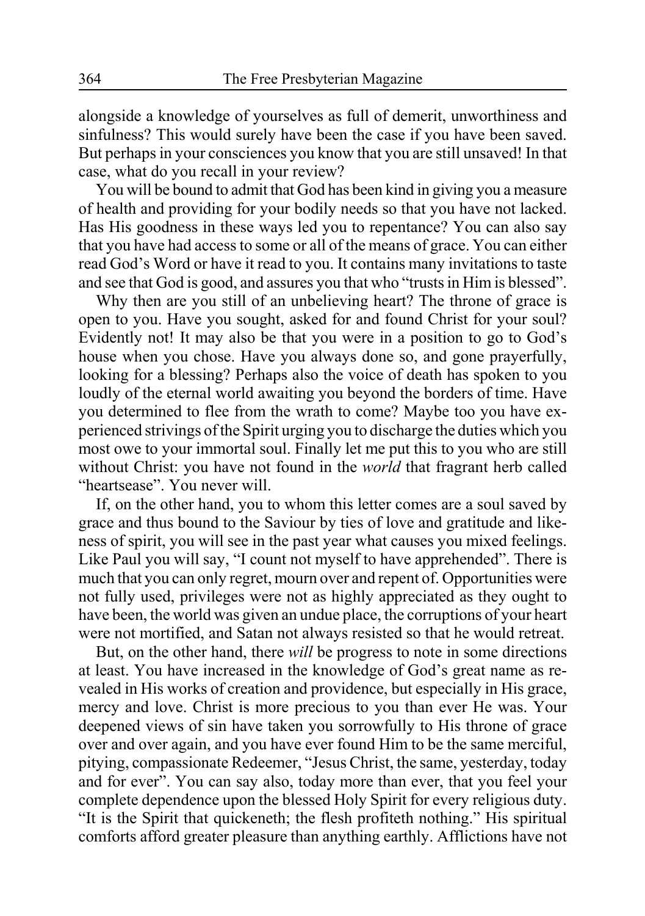alongside a knowledge of yourselves as full of demerit, unworthiness and sinfulness? This would surely have been the case if you have been saved. But perhaps in your consciences you know that you are still unsaved! In that case, what do you recall in your review?

You will be bound to admit that God has been kind in giving you a measure of health and providing for your bodily needs so that you have not lacked. Has His goodness in these ways led you to repentance? You can also say that you have had access to some or all of the means of grace. You can either read God's Word or have it read to you. It contains many invitations to taste and see that God is good, and assures you that who "trusts in Him is blessed".

Why then are you still of an unbelieving heart? The throne of grace is open to you. Have you sought, asked for and found Christ for your soul? Evidently not! It may also be that you were in a position to go to God's house when you chose. Have you always done so, and gone prayerfully, looking for a blessing? Perhaps also the voice of death has spoken to you loudly of the eternal world awaiting you beyond the borders of time. Have you determined to flee from the wrath to come? Maybe too you have experienced strivings of the Spirit urging you to discharge the duties which you most owe to your immortal soul. Finally let me put this to you who are still without Christ: you have not found in the *world* that fragrant herb called "heartsease". You never will.

If, on the other hand, you to whom this letter comes are a soul saved by grace and thus bound to the Saviour by ties of love and gratitude and likeness of spirit, you will see in the past year what causes you mixed feelings. Like Paul you will say, "I count not myself to have apprehended". There is much that you can only regret, mourn over and repent of. Opportunities were not fully used, privileges were not as highly appreciated as they ought to have been, the world was given an undue place, the corruptions of your heart were not mortified, and Satan not always resisted so that he would retreat.

But, on the other hand, there *will* be progress to note in some directions at least. You have increased in the knowledge of God's great name as revealed in His works of creation and providence, but especially in His grace, mercy and love. Christ is more precious to you than ever He was. Your deepened views of sin have taken you sorrowfully to His throne of grace over and over again, and you have ever found Him to be the same merciful, pitying, compassionate Redeemer, "Jesus Christ, the same, yesterday, today and for ever". You can say also, today more than ever, that you feel your complete dependence upon the blessed Holy Spirit for every religious duty. "It is the Spirit that quickeneth; the flesh profiteth nothing." His spiritual comforts afford greater pleasure than anything earthly. Afflictions have not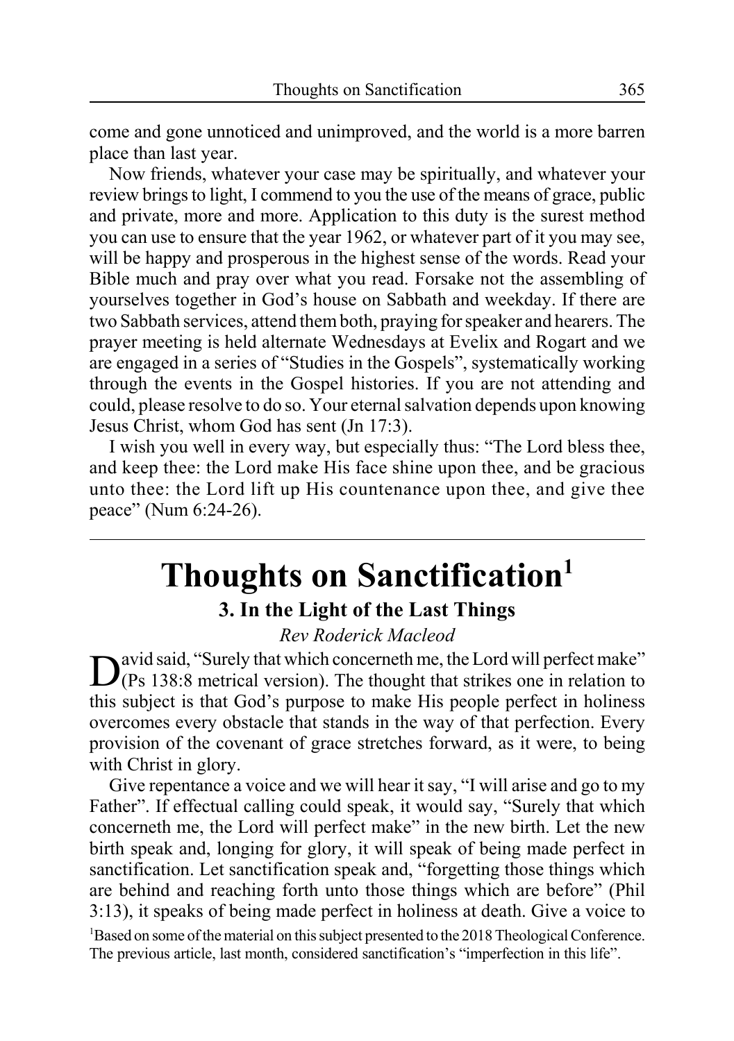come and gone unnoticed and unimproved, and the world is a more barren place than last year.

Now friends, whatever your case may be spiritually, and whatever your review brings to light, I commend to you the use of the means of grace, public and private, more and more. Application to this duty is the surest method you can use to ensure that the year 1962, or whatever part of it you may see, will be happy and prosperous in the highest sense of the words. Read your Bible much and pray over what you read. Forsake not the assembling of yourselves together in God's house on Sabbath and weekday. If there are two Sabbath services, attend them both, praying for speaker and hearers. The prayer meeting is held alternate Wednesdays at Evelix and Rogart and we are engaged in a series of "Studies in the Gospels", systematically working through the events in the Gospel histories. If you are not attending and could, please resolve to do so. Your eternal salvation depends upon knowing Jesus Christ, whom God has sent (Jn 17:3).

I wish you well in every way, but especially thus: "The Lord bless thee, and keep thee: the Lord make His face shine upon thee, and be gracious unto thee: the Lord lift up His countenance upon thee, and give thee peace" (Num 6:24-26).

---

# Thoughts on Sanctification[1]

## 3. In the Light of the Last Things

*Rev Roderick Macleod*

David said, "Surely that which concerneth me, the Lord will perfect make" (Ps 138:8 metrical version). The thought that strikes one in relation to this subject is that God's purpose to make His people perfect in holiness overcomes every obstacle that stands in the way of that perfection. Every provision of the covenant of grace stretches forward, as it were, to being with Christ in glory.

Give repentance a voice and we will hear it say, "I will arise and go to my Father". If effectual calling could speak, it would say, "Surely that which concerneth me, the Lord will perfect make" in the new birth. Let the new birth speak and, longing for glory, it will speak of being made perfect in sanctification. Let sanctification speak and, "forgetting those things which are behind and reaching forth unto those things which are before" (Phil 3:13), it speaks of being made perfect in holiness at death. Give a voice to

[1]Based on some of the material on this subject presented to the 2018 Theological Conference. The previous article, last month, considered sanctification's "imperfection in this life".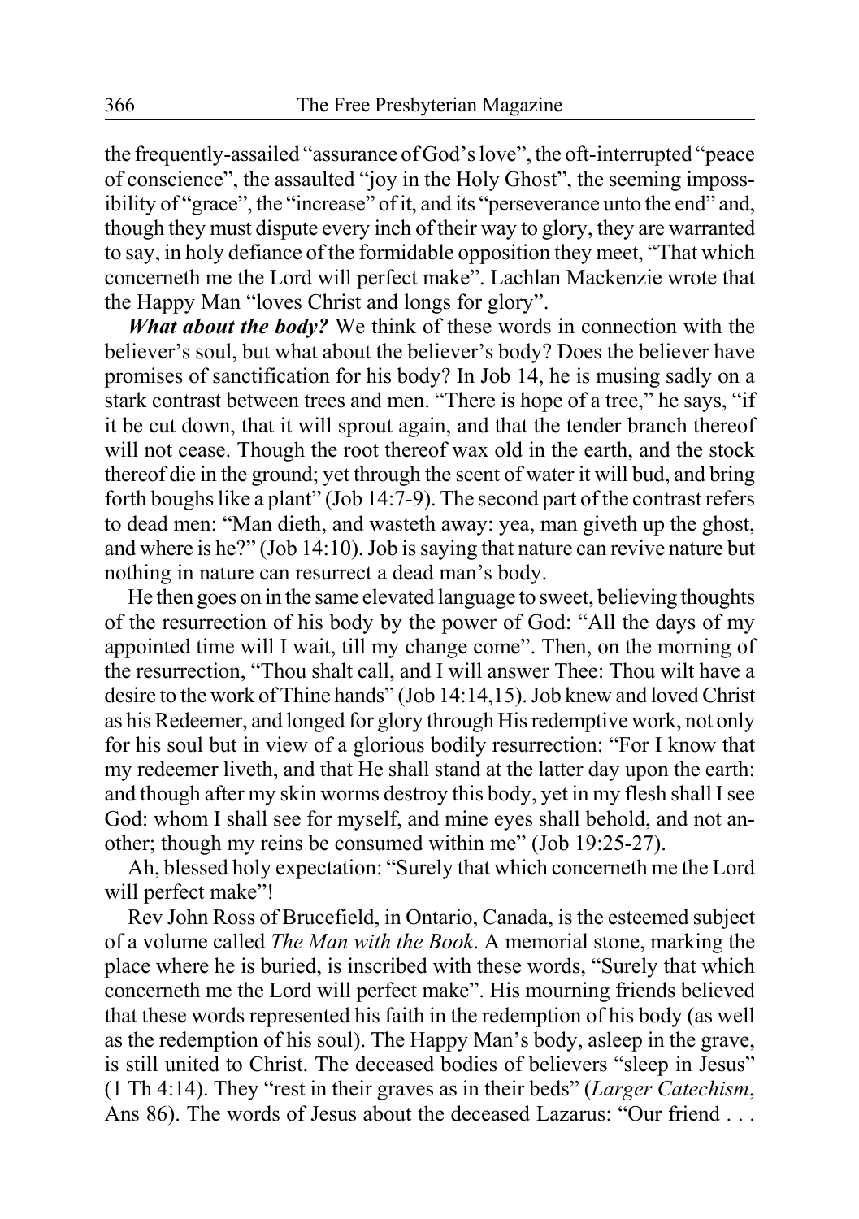the frequently-assailed "assurance of God's love", the oft-interrupted "peace of conscience", the assaulted "joy in the Holy Ghost", the seeming impossibility of "grace", the "increase" of it, and its "perseverance unto the end" and, though they must dispute every inch of their way to glory, they are warranted to say, in holy defiance of the formidable opposition they meet, "That which concerneth me the Lord will perfect make". Lachlan Mackenzie wrote that the Happy Man "loves Christ and longs for glory".

***What about the body?*** We think of these words in connection with the believer's soul, but what about the believer's body? Does the believer have promises of sanctification for his body? In Job 14, he is musing sadly on a stark contrast between trees and men. "There is hope of a tree," he says, "if it be cut down, that it will sprout again, and that the tender branch thereof will not cease. Though the root thereof wax old in the earth, and the stock thereof die in the ground; yet through the scent of water it will bud, and bring forth boughs like a plant" (Job 14:7-9). The second part of the contrast refers to dead men: "Man dieth, and wasteth away: yea, man giveth up the ghost, and where is he?" (Job 14:10). Job is saying that nature can revive nature but nothing in nature can resurrect a dead man's body.

He then goes on in the same elevated language to sweet, believing thoughts of the resurrection of his body by the power of God: "All the days of my appointed time will I wait, till my change come". Then, on the morning of the resurrection, "Thou shalt call, and I will answer Thee: Thou wilt have a desire to the work of Thine hands" (Job 14:14,15). Job knew and loved Christ as his Redeemer, and longed for glory through His redemptive work, not only for his soul but in view of a glorious bodily resurrection: "For I know that my redeemer liveth, and that He shall stand at the latter day upon the earth: and though after my skin worms destroy this body, yet in my flesh shall I see God: whom I shall see for myself, and mine eyes shall behold, and not another; though my reins be consumed within me" (Job 19:25-27).

Ah, blessed holy expectation: "Surely that which concerneth me the Lord will perfect make"!

Rev John Ross of Brucefield, in Ontario, Canada, is the esteemed subject of a volume called *The Man with the Book*. A memorial stone, marking the place where he is buried, is inscribed with these words, "Surely that which concerneth me the Lord will perfect make". His mourning friends believed that these words represented his faith in the redemption of his body (as well as the redemption of his soul). The Happy Man's body, asleep in the grave, is still united to Christ. The deceased bodies of believers "sleep in Jesus" (1 Th 4:14). They "rest in their graves as in their beds" (*Larger Catechism*, Ans 86). The words of Jesus about the deceased Lazarus: "Our friend . . .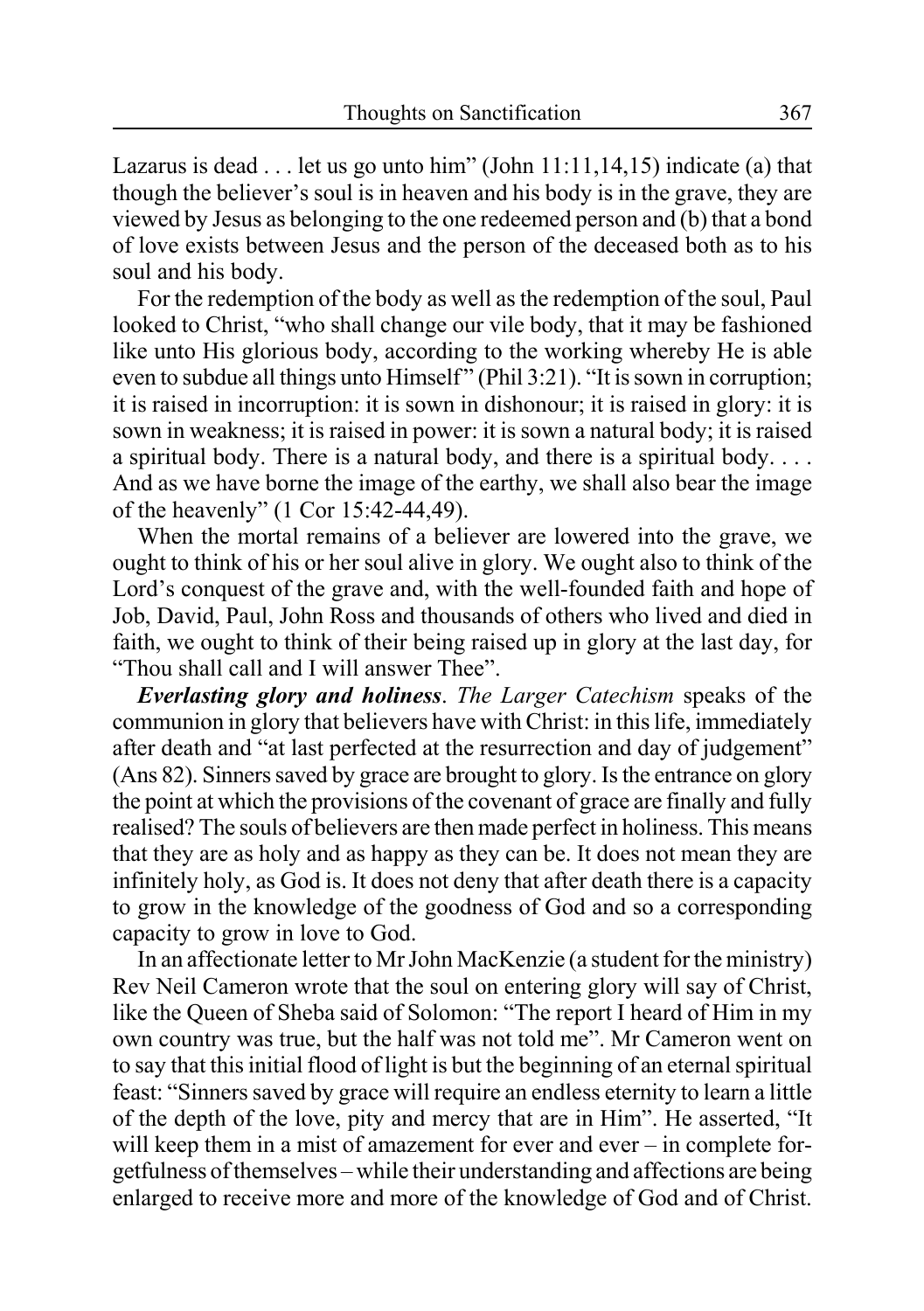Lazarus is dead . . . let us go unto him" (John 11:11,14,15) indicate (a) that though the believer's soul is in heaven and his body is in the grave, they are viewed by Jesus as belonging to the one redeemed person and (b) that a bond of love exists between Jesus and the person of the deceased both as to his soul and his body.

For the redemption of the body as well as the redemption of the soul, Paul looked to Christ, "who shall change our vile body, that it may be fashioned like unto His glorious body, according to the working whereby He is able even to subdue all things unto Himself" (Phil 3:21). "It is sown in corruption; it is raised in incorruption: it is sown in dishonour; it is raised in glory: it is sown in weakness; it is raised in power: it is sown a natural body; it is raised a spiritual body. There is a natural body, and there is a spiritual body. . . . And as we have borne the image of the earthy, we shall also bear the image of the heavenly" (1 Cor 15:42-44,49).

When the mortal remains of a believer are lowered into the grave, we ought to think of his or her soul alive in glory. We ought also to think of the Lord's conquest of the grave and, with the well-founded faith and hope of Job, David, Paul, John Ross and thousands of others who lived and died in faith, we ought to think of their being raised up in glory at the last day, for "Thou shall call and I will answer Thee".

***Everlasting glory and holiness***. *The Larger Catechism* speaks of the communion in glory that believers have with Christ: in this life, immediately after death and "at last perfected at the resurrection and day of judgement" (Ans 82). Sinners saved by grace are brought to glory. Is the entrance on glory the point at which the provisions of the covenant of grace are finally and fully realised? The souls of believers are then made perfect in holiness. This means that they are as holy and as happy as they can be. It does not mean they are infinitely holy, as God is. It does not deny that after death there is a capacity to grow in the knowledge of the goodness of God and so a corresponding capacity to grow in love to God.

In an affectionate letter to Mr John MacKenzie (a student for the ministry) Rev Neil Cameron wrote that the soul on entering glory will say of Christ, like the Queen of Sheba said of Solomon: "The report I heard of Him in my own country was true, but the half was not told me". Mr Cameron went on to say that this initial flood of light is but the beginning of an eternal spiritual feast: "Sinners saved by grace will require an endless eternity to learn a little of the depth of the love, pity and mercy that are in Him". He asserted, "It will keep them in a mist of amazement for ever and ever – in complete forgetfulness of themselves – while their understanding and affections are being enlarged to receive more and more of the knowledge of God and of Christ.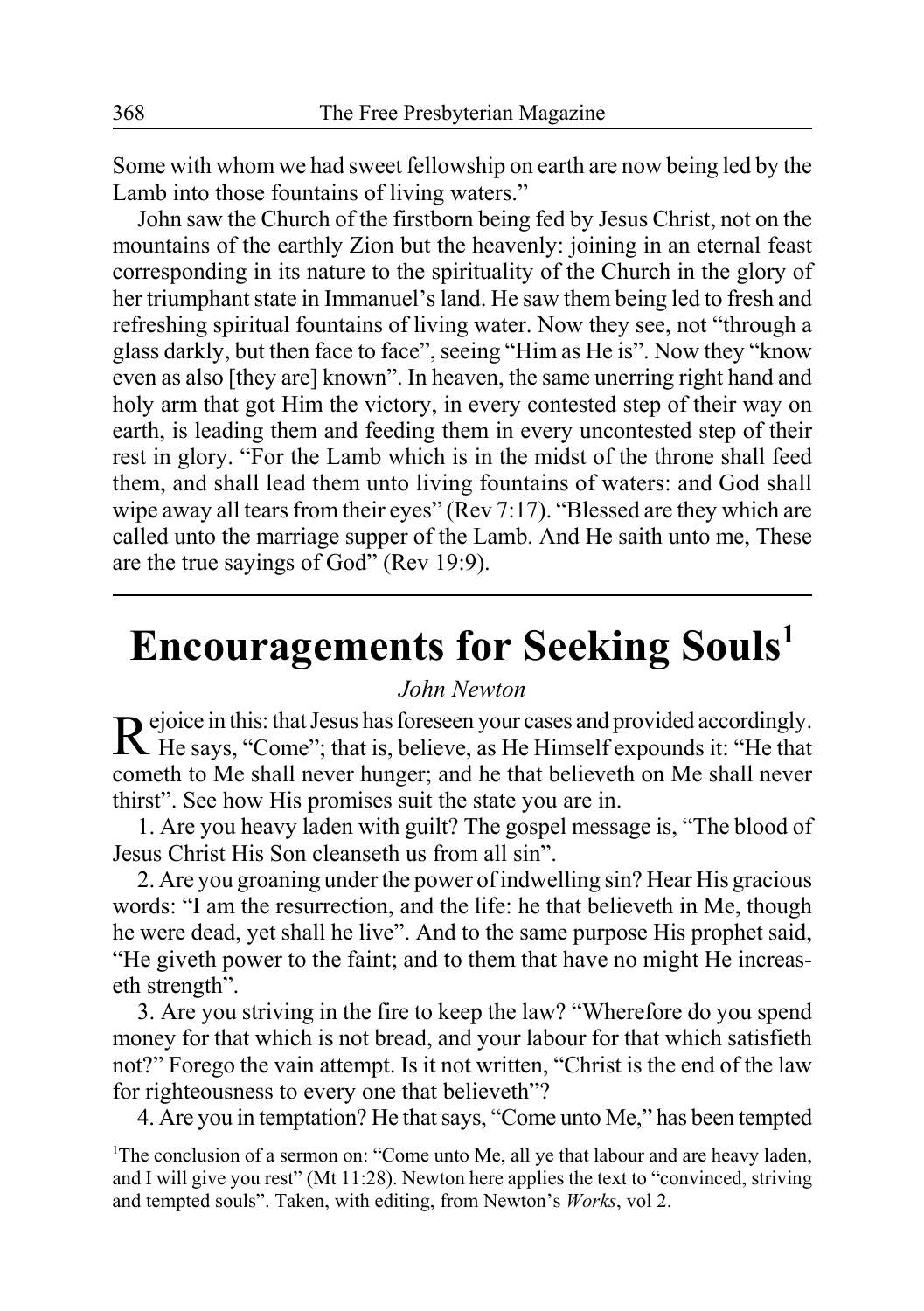Some with whom we had sweet fellowship on earth are now being led by the Lamb into those fountains of living waters."

John saw the Church of the firstborn being fed by Jesus Christ, not on the mountains of the earthly Zion but the heavenly: joining in an eternal feast corresponding in its nature to the spirituality of the Church in the glory of her triumphant state in Immanuel's land. He saw them being led to fresh and refreshing spiritual fountains of living water. Now they see, not "through a glass darkly, but then face to face", seeing "Him as He is". Now they "know even as also [they are] known". In heaven, the same unerring right hand and holy arm that got Him the victory, in every contested step of their way on earth, is leading them and feeding them in every uncontested step of their rest in glory. "For the Lamb which is in the midst of the throne shall feed them, and shall lead them unto living fountains of waters: and God shall wipe away all tears from their eyes" (Rev 7:17). "Blessed are they which are called unto the marriage supper of the Lamb. And He saith unto me, These are the true sayings of God" (Rev 19:9).

---

# Encouragements for Seeking Souls[1]

*John Newton*

Rejoice in this: that Jesus has foreseen your cases and provided accordingly. He says, "Come"; that is, believe, as He Himself expounds it: "He that cometh to Me shall never hunger; and he that believeth on Me shall never thirst". See how His promises suit the state you are in.

1. Are you heavy laden with guilt? The gospel message is, "The blood of Jesus Christ His Son cleanseth us from all sin".

2. Are you groaning under the power of indwelling sin? Hear His gracious words: "I am the resurrection, and the life: he that believeth in Me, though he were dead, yet shall he live". And to the same purpose His prophet said, "He giveth power to the faint; and to them that have no might He increaseth strength".

3. Are you striving in the fire to keep the law? "Wherefore do you spend money for that which is not bread, and your labour for that which satisfieth not?" Forego the vain attempt. Is it not written, "Christ is the end of the law for righteousness to every one that believeth"?

4. Are you in temptation? He that says, "Come unto Me," has been tempted

[1]The conclusion of a sermon on: "Come unto Me, all ye that labour and are heavy laden, and I will give you rest" (Mt 11:28). Newton here applies the text to "convinced, striving and tempted souls". Taken, with editing, from Newton's *Works*, vol 2.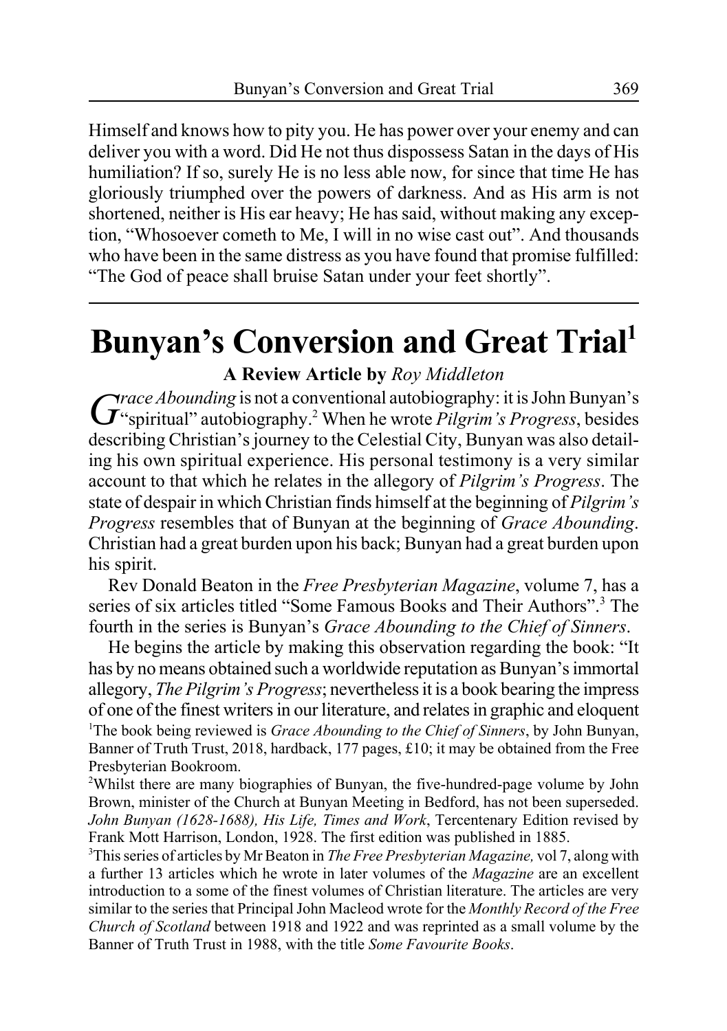Himself and knows how to pity you. He has power over your enemy and can deliver you with a word. Did He not thus dispossess Satan in the days of His humiliation? If so, surely He is no less able now, for since that time He has gloriously triumphed over the powers of darkness. And as His arm is not shortened, neither is His ear heavy; He has said, without making any exception, "Whosoever cometh to Me, I will in no wise cast out". And thousands who have been in the same distress as you have found that promise fulfilled: "The God of peace shall bruise Satan under your feet shortly".

---

# Bunyan's Conversion and Great Trial[1]

**A Review Article by** *Roy Middleton*

*Grace Abounding* is not a conventional autobiography: it is John Bunyan's "spiritual" autobiography.[2] When he wrote *Pilgrim's Progress*, besides describing Christian's journey to the Celestial City, Bunyan was also detailing his own spiritual experience. His personal testimony is a very similar account to that which he relates in the allegory of *Pilgrim's Progress*. The state of despair in which Christian finds himself at the beginning of *Pilgrim's Progress* resembles that of Bunyan at the beginning of *Grace Abounding*. Christian had a great burden upon his back; Bunyan had a great burden upon his spirit.

Rev Donald Beaton in the *Free Presbyterian Magazine*, volume 7, has a series of six articles titled "Some Famous Books and Their Authors".[3] The fourth in the series is Bunyan's *Grace Abounding to the Chief of Sinners*.

He begins the article by making this observation regarding the book: "It has by no means obtained such a worldwide reputation as Bunyan's immortal allegory, *The Pilgrim's Progress*; nevertheless it is a book bearing the impress of one of the finest writers in our literature, and relates in graphic and eloquent

[1]The book being reviewed is *Grace Abounding to the Chief of Sinners*, by John Bunyan, Banner of Truth Trust, 2018, hardback, 177 pages, £10; it may be obtained from the Free Presbyterian Bookroom.

[2]Whilst there are many biographies of Bunyan, the five-hundred-page volume by John Brown, minister of the Church at Bunyan Meeting in Bedford, has not been superseded. *John Bunyan (1628-1688), His Life, Times and Work*, Tercentenary Edition revised by Frank Mott Harrison, London, 1928. The first edition was published in 1885.

[3]This series of articles by Mr Beaton in *The Free Presbyterian Magazine,* vol 7, along with a further 13 articles which he wrote in later volumes of the *Magazine* are an excellent introduction to a some of the finest volumes of Christian literature. The articles are very similar to the series that Principal John Macleod wrote for the *Monthly Record of the Free Church of Scotland* between 1918 and 1922 and was reprinted as a small volume by the Banner of Truth Trust in 1988, with the title *Some Favourite Books*.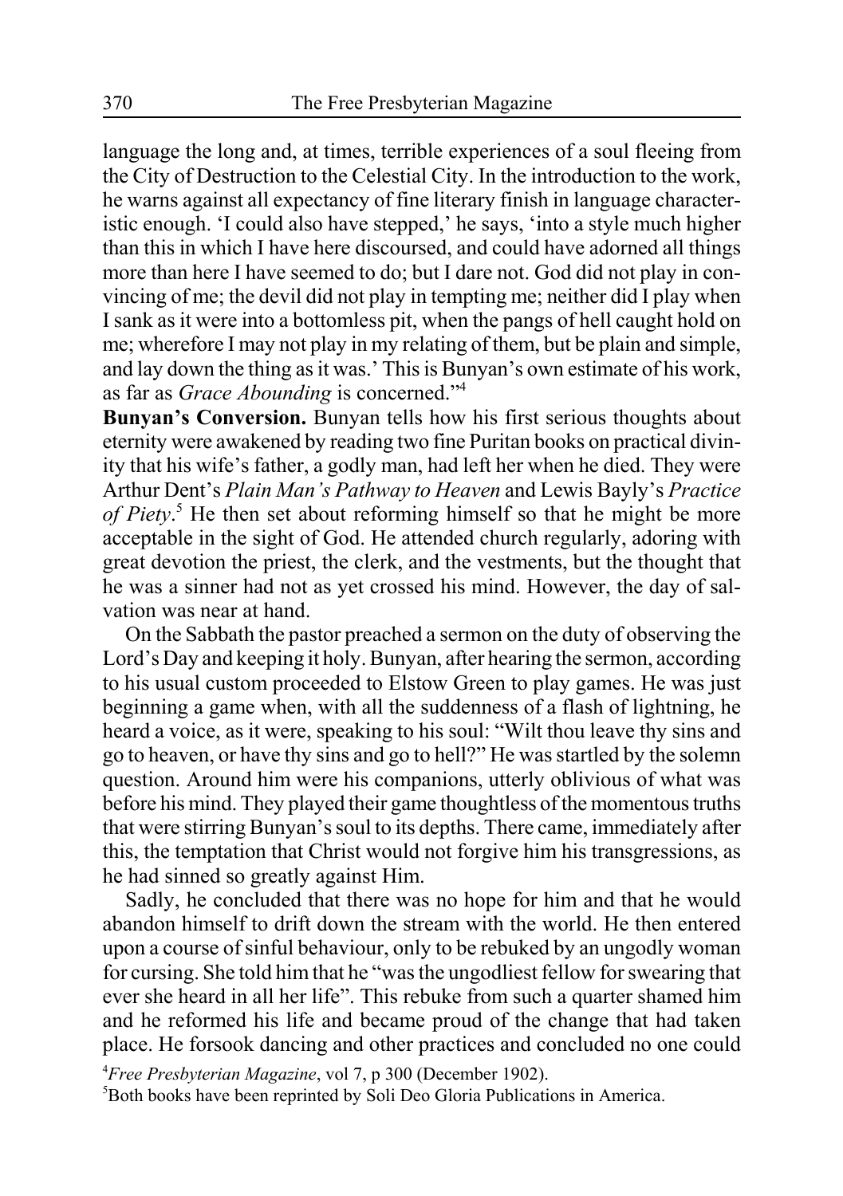language the long and, at times, terrible experiences of a soul fleeing from the City of Destruction to the Celestial City. In the introduction to the work, he warns against all expectancy of fine literary finish in language characteristic enough. 'I could also have stepped,' he says, 'into a style much higher than this in which I have here discoursed, and could have adorned all things more than here I have seemed to do; but I dare not. God did not play in convincing of me; the devil did not play in tempting me; neither did I play when I sank as it were into a bottomless pit, when the pangs of hell caught hold on me; wherefore I may not play in my relating of them, but be plain and simple, and lay down the thing as it was.' This is Bunyan's own estimate of his work, as far as *Grace Abounding* is concerned."[4]

**Bunyan's Conversion.** Bunyan tells how his first serious thoughts about eternity were awakened by reading two fine Puritan books on practical divinity that his wife's father, a godly man, had left her when he died. They were Arthur Dent's *Plain Man's Pathway to Heaven* and Lewis Bayly's *Practice of Piety*.[5] He then set about reforming himself so that he might be more acceptable in the sight of God. He attended church regularly, adoring with great devotion the priest, the clerk, and the vestments, but the thought that he was a sinner had not as yet crossed his mind. However, the day of salvation was near at hand.

On the Sabbath the pastor preached a sermon on the duty of observing the Lord's Day and keeping it holy. Bunyan, after hearing the sermon, according to his usual custom proceeded to Elstow Green to play games. He was just beginning a game when, with all the suddenness of a flash of lightning, he heard a voice, as it were, speaking to his soul: "Wilt thou leave thy sins and go to heaven, or have thy sins and go to hell?" He was startled by the solemn question. Around him were his companions, utterly oblivious of what was before his mind. They played their game thoughtless of the momentous truths that were stirring Bunyan's soul to its depths. There came, immediately after this, the temptation that Christ would not forgive him his transgressions, as he had sinned so greatly against Him.

Sadly, he concluded that there was no hope for him and that he would abandon himself to drift down the stream with the world. He then entered upon a course of sinful behaviour, only to be rebuked by an ungodly woman for cursing. She told him that he "was the ungodliest fellow for swearing that ever she heard in all her life". This rebuke from such a quarter shamed him and he reformed his life and became proud of the change that had taken place. He forsook dancing and other practices and concluded no one could

[4] *Free Presbyterian Magazine*, vol 7, p 300 (December 1902).

[5] Both books have been reprinted by Soli Deo Gloria Publications in America.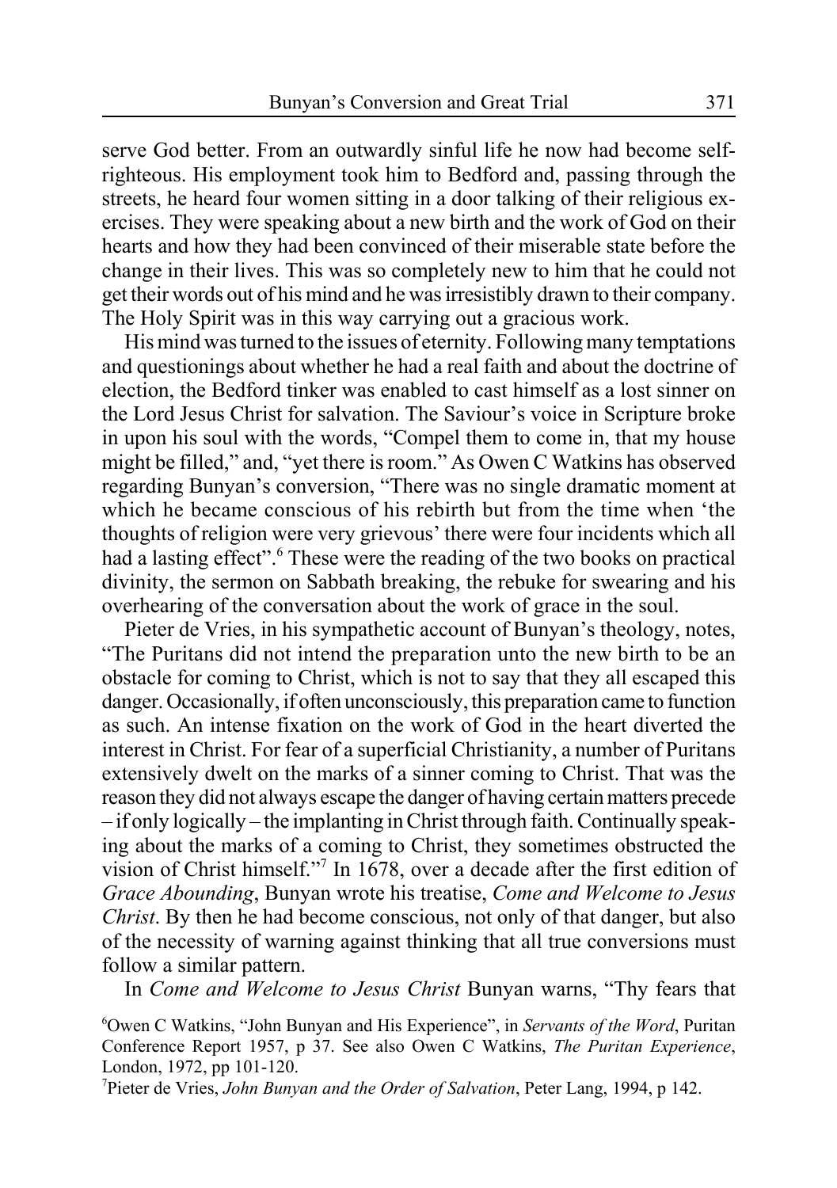serve God better. From an outwardly sinful life he now had become self-righteous. His employment took him to Bedford and, passing through the streets, he heard four women sitting in a door talking of their religious exercises. They were speaking about a new birth and the work of God on their hearts and how they had been convinced of their miserable state before the change in their lives. This was so completely new to him that he could not get their words out of his mind and he was irresistibly drawn to their company. The Holy Spirit was in this way carrying out a gracious work.

His mind was turned to the issues of eternity. Following many temptations and questionings about whether he had a real faith and about the doctrine of election, the Bedford tinker was enabled to cast himself as a lost sinner on the Lord Jesus Christ for salvation. The Saviour's voice in Scripture broke in upon his soul with the words, "Compel them to come in, that my house might be filled," and, "yet there is room." As Owen C Watkins has observed regarding Bunyan's conversion, "There was no single dramatic moment at which he became conscious of his rebirth but from the time when 'the thoughts of religion were very grievous' there were four incidents which all had a lasting effect".[6] These were the reading of the two books on practical divinity, the sermon on Sabbath breaking, the rebuke for swearing and his overhearing of the conversation about the work of grace in the soul.

Pieter de Vries, in his sympathetic account of Bunyan's theology, notes, "The Puritans did not intend the preparation unto the new birth to be an obstacle for coming to Christ, which is not to say that they all escaped this danger. Occasionally, if often unconsciously, this preparation came to function as such. An intense fixation on the work of God in the heart diverted the interest in Christ. For fear of a superficial Christianity, a number of Puritans extensively dwelt on the marks of a sinner coming to Christ. That was the reason they did not always escape the danger of having certain matters precede – if only logically – the implanting in Christ through faith. Continually speaking about the marks of a coming to Christ, they sometimes obstructed the vision of Christ himself."[7] In 1678, over a decade after the first edition of *Grace Abounding*, Bunyan wrote his treatise, *Come and Welcome to Jesus Christ*. By then he had become conscious, not only of that danger, but also of the necessity of warning against thinking that all true conversions must follow a similar pattern.

In *Come and Welcome to Jesus Christ* Bunyan warns, "Thy fears that

[6]Owen C Watkins, "John Bunyan and His Experience", in *Servants of the Word*, Puritan Conference Report 1957, p 37. See also Owen C Watkins, *The Puritan Experience*, London, 1972, pp 101-120.

[7]Pieter de Vries, *John Bunyan and the Order of Salvation*, Peter Lang, 1994, p 142.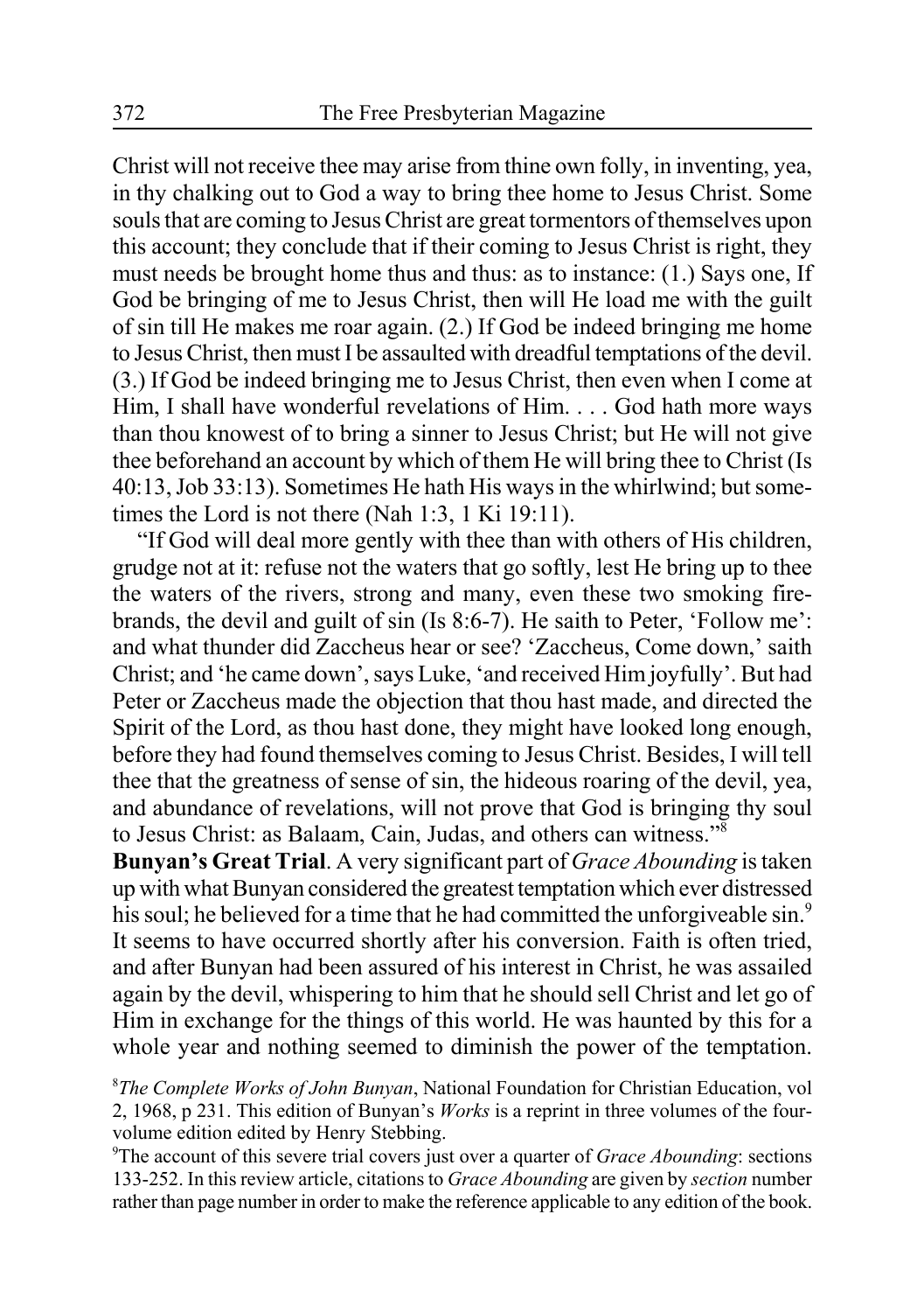Christ will not receive thee may arise from thine own folly, in inventing, yea, in thy chalking out to God a way to bring thee home to Jesus Christ. Some souls that are coming to Jesus Christ are great tormentors of themselves upon this account; they conclude that if their coming to Jesus Christ is right, they must needs be brought home thus and thus: as to instance: (1.) Says one, If God be bringing of me to Jesus Christ, then will He load me with the guilt of sin till He makes me roar again. (2.) If God be indeed bringing me home to Jesus Christ, then must I be assaulted with dreadful temptations of the devil. (3.) If God be indeed bringing me to Jesus Christ, then even when I come at Him, I shall have wonderful revelations of Him. . . . God hath more ways than thou knowest of to bring a sinner to Jesus Christ; but He will not give thee beforehand an account by which of them He will bring thee to Christ (Is 40:13, Job 33:13). Sometimes He hath His ways in the whirlwind; but sometimes the Lord is not there (Nah 1:3, 1 Ki 19:11).

"If God will deal more gently with thee than with others of His children, grudge not at it: refuse not the waters that go softly, lest He bring up to thee the waters of the rivers, strong and many, even these two smoking firebrands, the devil and guilt of sin (Is 8:6-7). He saith to Peter, 'Follow me': and what thunder did Zaccheus hear or see? 'Zaccheus, Come down,' saith Christ; and 'he came down', says Luke, 'and received Him joyfully'. But had Peter or Zaccheus made the objection that thou hast made, and directed the Spirit of the Lord, as thou hast done, they might have looked long enough, before they had found themselves coming to Jesus Christ. Besides, I will tell thee that the greatness of sense of sin, the hideous roaring of the devil, yea, and abundance of revelations, will not prove that God is bringing thy soul to Jesus Christ: as Balaam, Cain, Judas, and others can witness."[8]

**Bunyan's Great Trial**. A very significant part of *Grace Abounding* is taken up with what Bunyan considered the greatest temptation which ever distressed his soul; he believed for a time that he had committed the unforgiveable sin.[9] It seems to have occurred shortly after his conversion. Faith is often tried, and after Bunyan had been assured of his interest in Christ, he was assailed again by the devil, whispering to him that he should sell Christ and let go of Him in exchange for the things of this world. He was haunted by this for a whole year and nothing seemed to diminish the power of the temptation.

[8] *The Complete Works of John Bunyan*, National Foundation for Christian Education, vol 2, 1968, p 231. This edition of Bunyan's *Works* is a reprint in three volumes of the four-volume edition edited by Henry Stebbing.

[9] The account of this severe trial covers just over a quarter of *Grace Abounding*: sections 133-252. In this review article, citations to *Grace Abounding* are given by *section* number rather than page number in order to make the reference applicable to any edition of the book.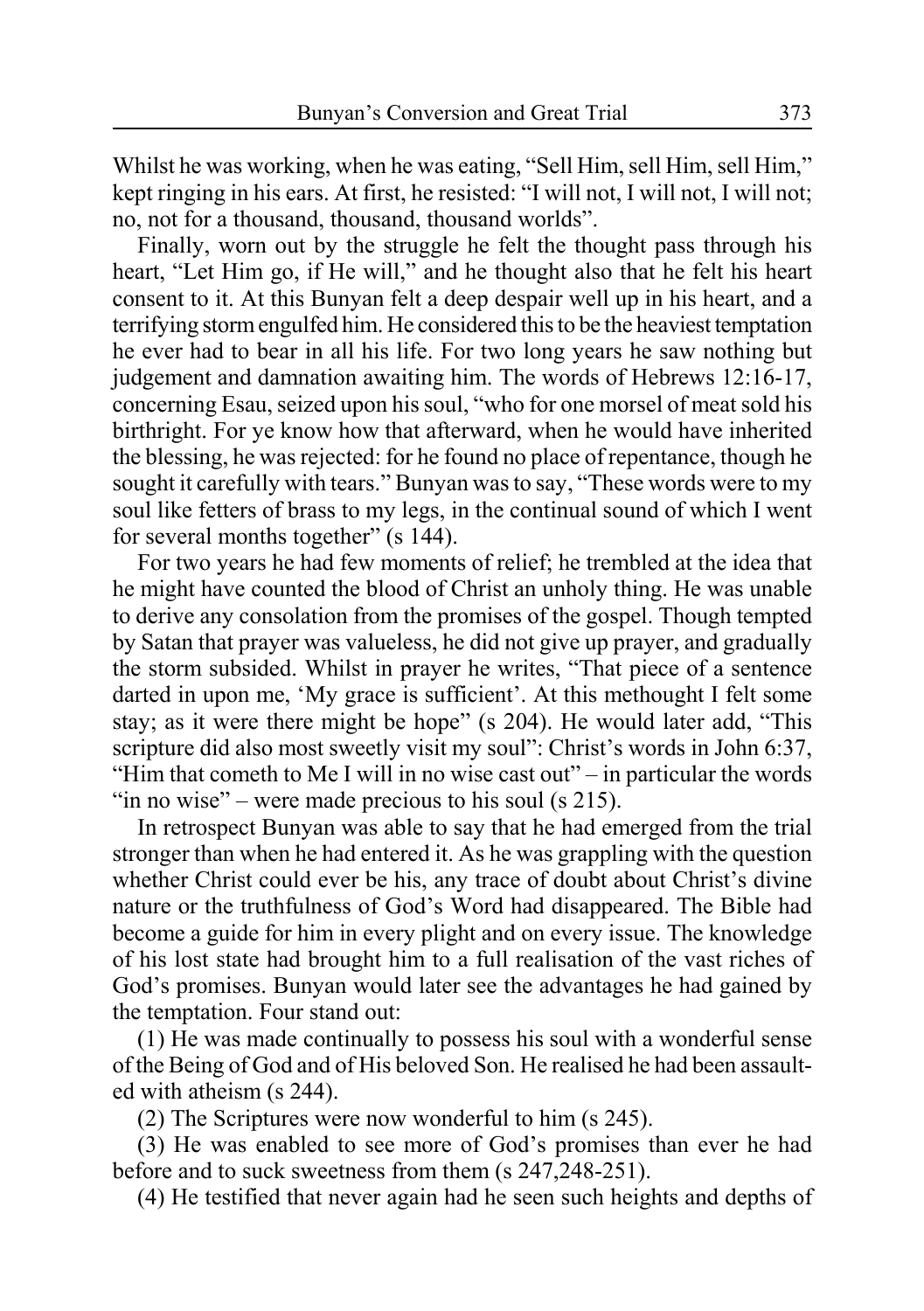Whilst he was working, when he was eating, "Sell Him, sell Him, sell Him," kept ringing in his ears. At first, he resisted: "I will not, I will not, I will not; no, not for a thousand, thousand, thousand worlds".

Finally, worn out by the struggle he felt the thought pass through his heart, "Let Him go, if He will," and he thought also that he felt his heart consent to it. At this Bunyan felt a deep despair well up in his heart, and a terrifying storm engulfed him. He considered this to be the heaviest temptation he ever had to bear in all his life. For two long years he saw nothing but judgement and damnation awaiting him. The words of Hebrews 12:16-17, concerning Esau, seized upon his soul, "who for one morsel of meat sold his birthright. For ye know how that afterward, when he would have inherited the blessing, he was rejected: for he found no place of repentance, though he sought it carefully with tears." Bunyan was to say, "These words were to my soul like fetters of brass to my legs, in the continual sound of which I went for several months together" (s 144).

For two years he had few moments of relief; he trembled at the idea that he might have counted the blood of Christ an unholy thing. He was unable to derive any consolation from the promises of the gospel. Though tempted by Satan that prayer was valueless, he did not give up prayer, and gradually the storm subsided. Whilst in prayer he writes, "That piece of a sentence darted in upon me, 'My grace is sufficient'. At this methought I felt some stay; as it were there might be hope" (s 204). He would later add, "This scripture did also most sweetly visit my soul": Christ's words in John 6:37, "Him that cometh to Me I will in no wise cast out" – in particular the words "in no wise" – were made precious to his soul (s 215).

In retrospect Bunyan was able to say that he had emerged from the trial stronger than when he had entered it. As he was grappling with the question whether Christ could ever be his, any trace of doubt about Christ's divine nature or the truthfulness of God's Word had disappeared. The Bible had become a guide for him in every plight and on every issue. The knowledge of his lost state had brought him to a full realisation of the vast riches of God's promises. Bunyan would later see the advantages he had gained by the temptation. Four stand out:

(1) He was made continually to possess his soul with a wonderful sense of the Being of God and of His beloved Son. He realised he had been assaulted with atheism (s 244).

(2) The Scriptures were now wonderful to him (s 245).

(3) He was enabled to see more of God's promises than ever he had before and to suck sweetness from them (s 247,248-251).

(4) He testified that never again had he seen such heights and depths of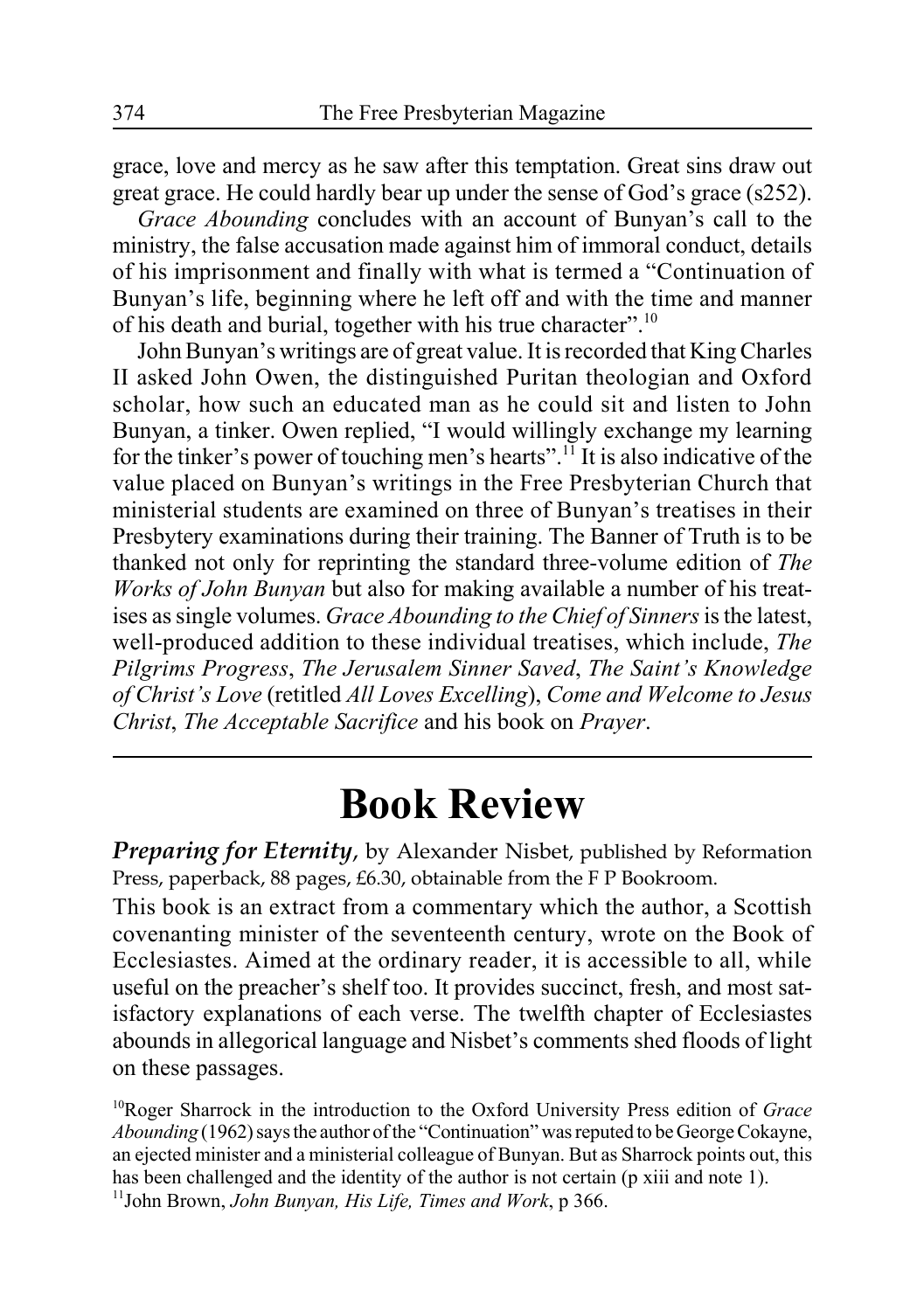grace, love and mercy as he saw after this temptation. Great sins draw out great grace. He could hardly bear up under the sense of God's grace (s252).

*Grace Abounding* concludes with an account of Bunyan's call to the ministry, the false accusation made against him of immoral conduct, details of his imprisonment and finally with what is termed a "Continuation of Bunyan's life, beginning where he left off and with the time and manner of his death and burial, together with his true character".[10]

John Bunyan's writings are of great value. It is recorded that King Charles II asked John Owen, the distinguished Puritan theologian and Oxford scholar, how such an educated man as he could sit and listen to John Bunyan, a tinker. Owen replied, "I would willingly exchange my learning for the tinker's power of touching men's hearts".[11] It is also indicative of the value placed on Bunyan's writings in the Free Presbyterian Church that ministerial students are examined on three of Bunyan's treatises in their Presbytery examinations during their training. The Banner of Truth is to be thanked not only for reprinting the standard three-volume edition of *The Works of John Bunyan* but also for making available a number of his treatises as single volumes. *Grace Abounding to the Chief of Sinners* is the latest, well-produced addition to these individual treatises, which include, *The Pilgrims Progress*, *The Jerusalem Sinner Saved*, *The Saint's Knowledge of Christ's Love* (retitled *All Loves Excelling*), *Come and Welcome to Jesus Christ*, *The Acceptable Sacrifice* and his book on *Prayer*.

# Book Review

***Preparing for Eternity***, by Alexander Nisbet, published by Reformation Press, paperback, 88 pages, £6.30, obtainable from the F P Bookroom.

This book is an extract from a commentary which the author, a Scottish covenanting minister of the seventeenth century, wrote on the Book of Ecclesiastes. Aimed at the ordinary reader, it is accessible to all, while useful on the preacher's shelf too. It provides succinct, fresh, and most satisfactory explanations of each verse. The twelfth chapter of Ecclesiastes abounds in allegorical language and Nisbet's comments shed floods of light on these passages.

[10]Roger Sharrock in the introduction to the Oxford University Press edition of *Grace Abounding* (1962) says the author of the "Continuation" was reputed to be George Cokayne, an ejected minister and a ministerial colleague of Bunyan. But as Sharrock points out, this has been challenged and the identity of the author is not certain (p xiii and note 1).

[11]John Brown, *John Bunyan, His Life, Times and Work*, p 366.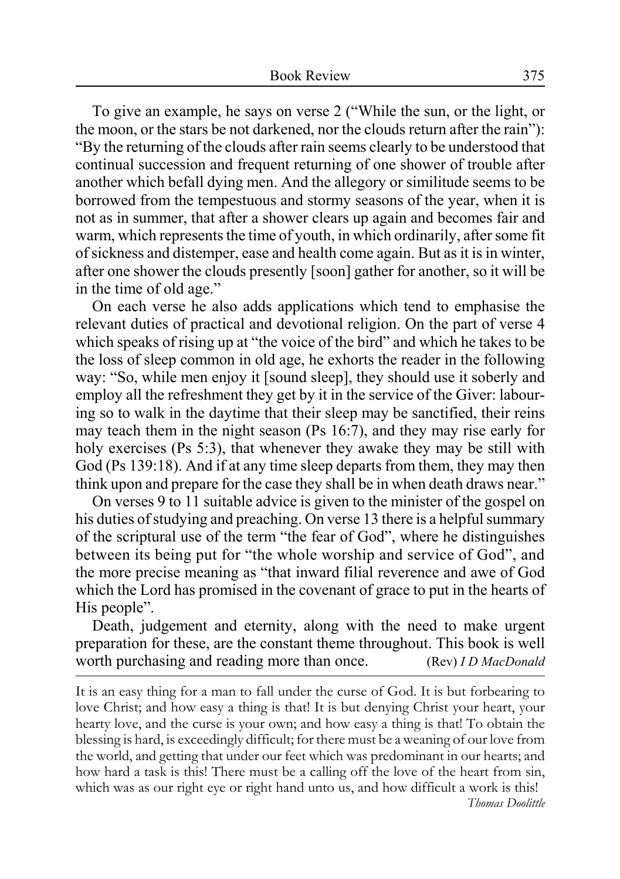To give an example, he says on verse 2 ("While the sun, or the light, or the moon, or the stars be not darkened, nor the clouds return after the rain"): "By the returning of the clouds after rain seems clearly to be understood that continual succession and frequent returning of one shower of trouble after another which befall dying men. And the allegory or similitude seems to be borrowed from the tempestuous and stormy seasons of the year, when it is not as in summer, that after a shower clears up again and becomes fair and warm, which represents the time of youth, in which ordinarily, after some fit of sickness and distemper, ease and health come again. But as it is in winter, after one shower the clouds presently [soon] gather for another, so it will be in the time of old age."

On each verse he also adds applications which tend to emphasise the relevant duties of practical and devotional religion. On the part of verse 4 which speaks of rising up at "the voice of the bird" and which he takes to be the loss of sleep common in old age, he exhorts the reader in the following way: "So, while men enjoy it [sound sleep], they should use it soberly and employ all the refreshment they get by it in the service of the Giver: labouring so to walk in the daytime that their sleep may be sanctified, their reins may teach them in the night season (Ps 16:7), and they may rise early for holy exercises (Ps 5:3), that whenever they awake they may be still with God (Ps 139:18). And if at any time sleep departs from them, they may then think upon and prepare for the case they shall be in when death draws near."

On verses 9 to 11 suitable advice is given to the minister of the gospel on his duties of studying and preaching. On verse 13 there is a helpful summary of the scriptural use of the term "the fear of God", where he distinguishes between its being put for "the whole worship and service of God", and the more precise meaning as "that inward filial reverence and awe of God which the Lord has promised in the covenant of grace to put in the hearts of His people".

Death, judgement and eternity, along with the need to make urgent preparation for these, are the constant theme throughout. This book is well worth purchasing and reading more than once. (Rev) *I D MacDonald*

---

It is an easy thing for a man to fall under the curse of God. It is but forbearing to love Christ; and how easy a thing is that! It is but denying Christ your heart, your hearty love, and the curse is your own; and how easy a thing is that! To obtain the blessing is hard, is exceedingly difficult; for there must be a weaning of our love from the world, and getting that under our feet which was predominant in our hearts; and how hard a task is this! There must be a calling off the love of the heart from sin, which was as our right eye or right hand unto us, and how difficult a work is this!

*Thomas Doolittle*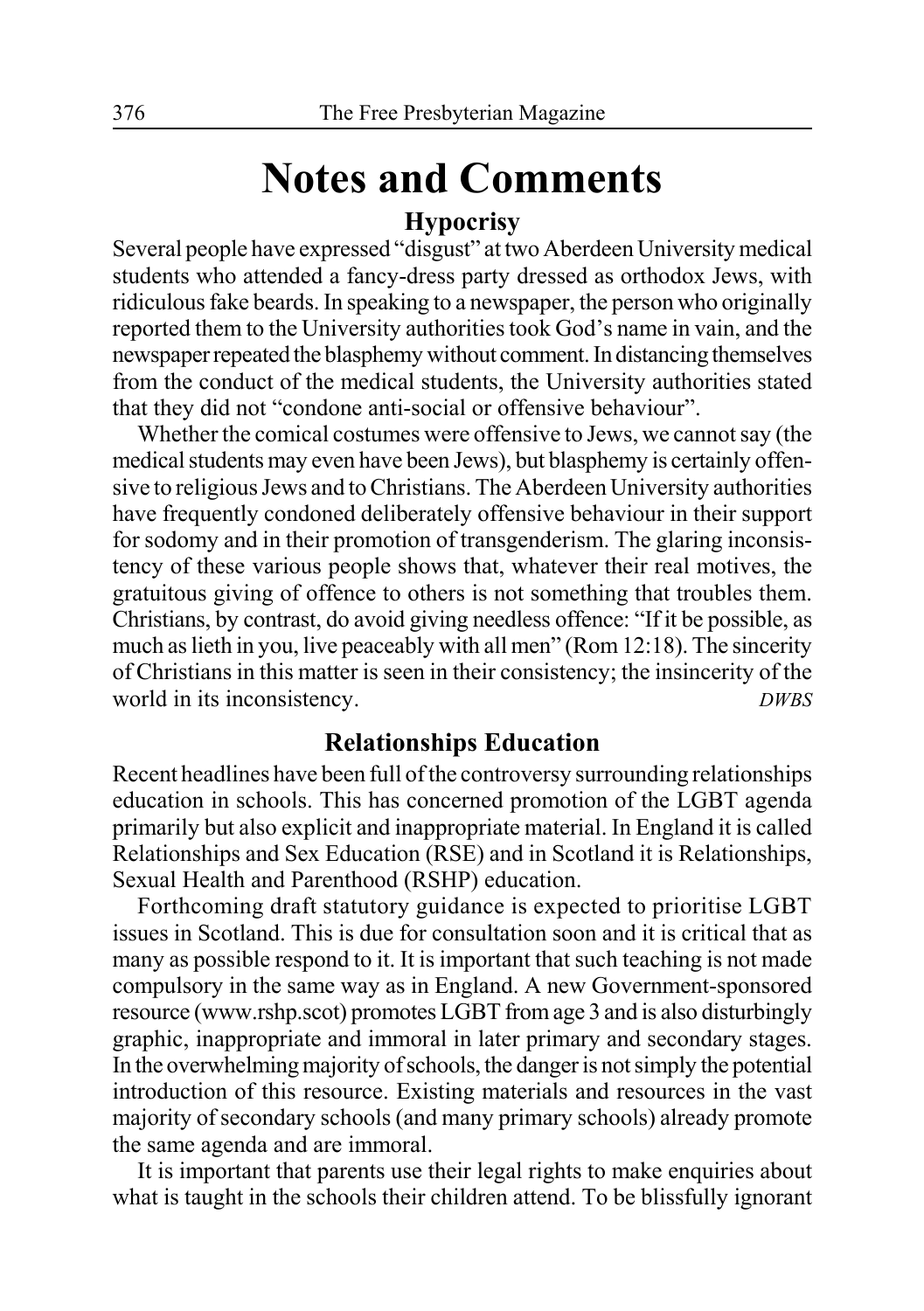# Notes and Comments

## Hypocrisy

Several people have expressed "disgust" at two Aberdeen University medical students who attended a fancy-dress party dressed as orthodox Jews, with ridiculous fake beards. In speaking to a newspaper, the person who originally reported them to the University authorities took God's name in vain, and the newspaper repeated the blasphemy without comment. In distancing themselves from the conduct of the medical students, the University authorities stated that they did not "condone anti-social or offensive behaviour".

Whether the comical costumes were offensive to Jews, we cannot say (the medical students may even have been Jews), but blasphemy is certainly offensive to religious Jews and to Christians. The Aberdeen University authorities have frequently condoned deliberately offensive behaviour in their support for sodomy and in their promotion of transgenderism. The glaring inconsistency of these various people shows that, whatever their real motives, the gratuitous giving of offence to others is not something that troubles them. Christians, by contrast, do avoid giving needless offence: "If it be possible, as much as lieth in you, live peaceably with all men" (Rom 12:18). The sincerity of Christians in this matter is seen in their consistency; the insincerity of the world in its inconsistency. *DWBS*

## Relationships Education

Recent headlines have been full of the controversy surrounding relationships education in schools. This has concerned promotion of the LGBT agenda primarily but also explicit and inappropriate material. In England it is called Relationships and Sex Education (RSE) and in Scotland it is Relationships, Sexual Health and Parenthood (RSHP) education.

Forthcoming draft statutory guidance is expected to prioritise LGBT issues in Scotland. This is due for consultation soon and it is critical that as many as possible respond to it. It is important that such teaching is not made compulsory in the same way as in England. A new Government-sponsored resource (www.rshp.scot) promotes LGBT from age 3 and is also disturbingly graphic, inappropriate and immoral in later primary and secondary stages. In the overwhelming majority of schools, the danger is not simply the potential introduction of this resource. Existing materials and resources in the vast majority of secondary schools (and many primary schools) already promote the same agenda and are immoral.

It is important that parents use their legal rights to make enquiries about what is taught in the schools their children attend. To be blissfully ignorant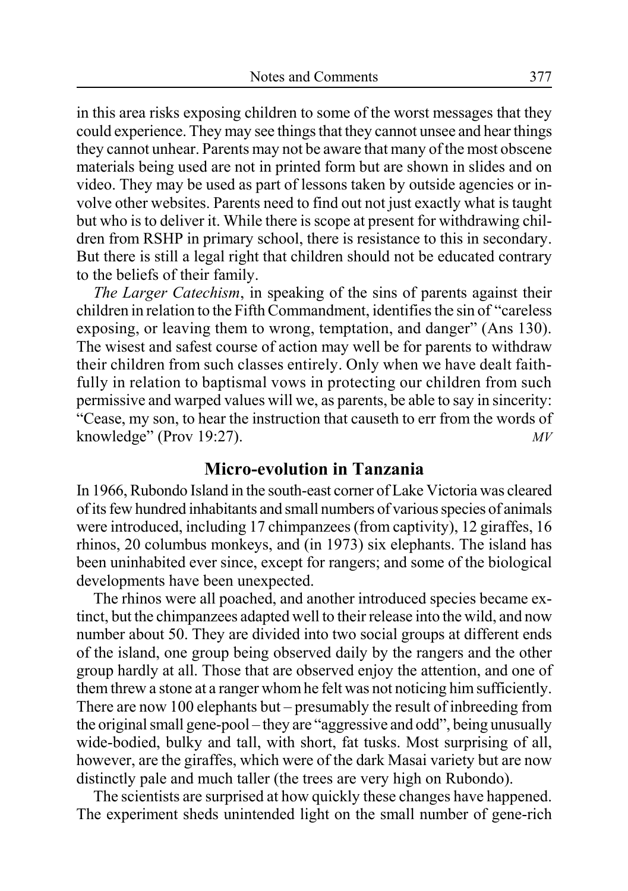in this area risks exposing children to some of the worst messages that they could experience. They may see things that they cannot unsee and hear things they cannot unhear. Parents may not be aware that many of the most obscene materials being used are not in printed form but are shown in slides and on video. They may be used as part of lessons taken by outside agencies or involve other websites. Parents need to find out not just exactly what is taught but who is to deliver it. While there is scope at present for withdrawing children from RSHP in primary school, there is resistance to this in secondary. But there is still a legal right that children should not be educated contrary to the beliefs of their family.

*The Larger Catechism*, in speaking of the sins of parents against their children in relation to the Fifth Commandment, identifies the sin of "careless exposing, or leaving them to wrong, temptation, and danger" (Ans 130). The wisest and safest course of action may well be for parents to withdraw their children from such classes entirely. Only when we have dealt faithfully in relation to baptismal vows in protecting our children from such permissive and warped values will we, as parents, be able to say in sincerity: "Cease, my son, to hear the instruction that causeth to err from the words of knowledge" (Prov 19:27). *MV*

## Micro-evolution in Tanzania

In 1966, Rubondo Island in the south-east corner of Lake Victoria was cleared of its few hundred inhabitants and small numbers of various species of animals were introduced, including 17 chimpanzees (from captivity), 12 giraffes, 16 rhinos, 20 columbus monkeys, and (in 1973) six elephants. The island has been uninhabited ever since, except for rangers; and some of the biological developments have been unexpected.

The rhinos were all poached, and another introduced species became extinct, but the chimpanzees adapted well to their release into the wild, and now number about 50. They are divided into two social groups at different ends of the island, one group being observed daily by the rangers and the other group hardly at all. Those that are observed enjoy the attention, and one of them threw a stone at a ranger whom he felt was not noticing him sufficiently. There are now 100 elephants but – presumably the result of inbreeding from the original small gene-pool – they are "aggressive and odd", being unusually wide-bodied, bulky and tall, with short, fat tusks. Most surprising of all, however, are the giraffes, which were of the dark Masai variety but are now distinctly pale and much taller (the trees are very high on Rubondo).

The scientists are surprised at how quickly these changes have happened. The experiment sheds unintended light on the small number of gene-rich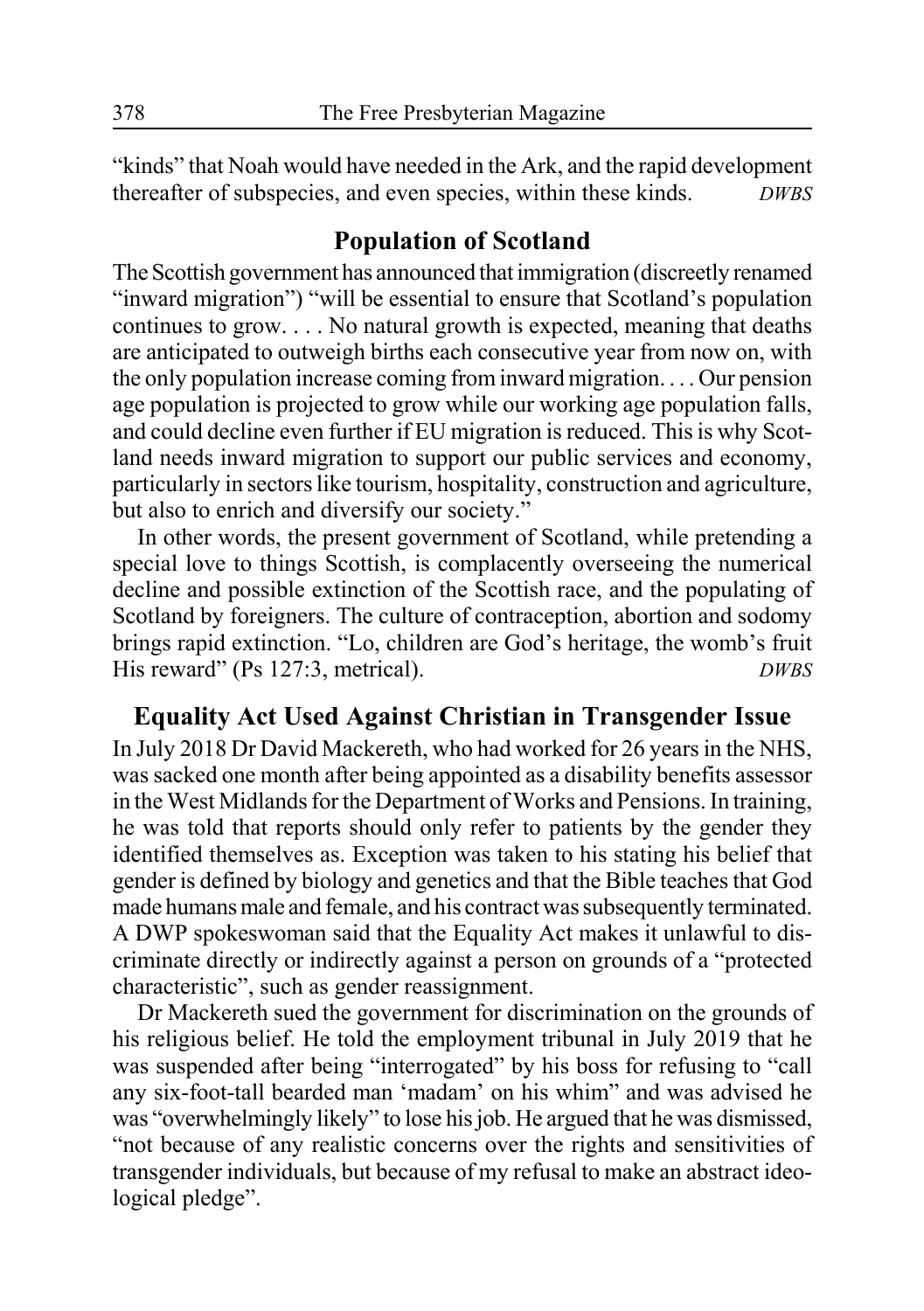"kinds" that Noah would have needed in the Ark, and the rapid development thereafter of subspecies, and even species, within these kinds. *DWBS*

## Population of Scotland

The Scottish government has announced that immigration (discreetly renamed "inward migration") "will be essential to ensure that Scotland's population continues to grow. . . . No natural growth is expected, meaning that deaths are anticipated to outweigh births each consecutive year from now on, with the only population increase coming from inward migration. . . . Our pension age population is projected to grow while our working age population falls, and could decline even further if EU migration is reduced. This is why Scotland needs inward migration to support our public services and economy, particularly in sectors like tourism, hospitality, construction and agriculture, but also to enrich and diversify our society."

In other words, the present government of Scotland, while pretending a special love to things Scottish, is complacently overseeing the numerical decline and possible extinction of the Scottish race, and the populating of Scotland by foreigners. The culture of contraception, abortion and sodomy brings rapid extinction. "Lo, children are God's heritage, the womb's fruit His reward" (Ps 127:3, metrical). *DWBS*

## Equality Act Used Against Christian in Transgender Issue

In July 2018 Dr David Mackereth, who had worked for 26 years in the NHS, was sacked one month after being appointed as a disability benefits assessor in the West Midlands for the Department of Works and Pensions. In training, he was told that reports should only refer to patients by the gender they identified themselves as. Exception was taken to his stating his belief that gender is defined by biology and genetics and that the Bible teaches that God made humans male and female, and his contract was subsequently terminated. A DWP spokeswoman said that the Equality Act makes it unlawful to discriminate directly or indirectly against a person on grounds of a "protected characteristic", such as gender reassignment.

Dr Mackereth sued the government for discrimination on the grounds of his religious belief. He told the employment tribunal in July 2019 that he was suspended after being "interrogated" by his boss for refusing to "call any six-foot-tall bearded man 'madam' on his whim" and was advised he was "overwhelmingly likely" to lose his job. He argued that he was dismissed, "not because of any realistic concerns over the rights and sensitivities of transgender individuals, but because of my refusal to make an abstract ideological pledge".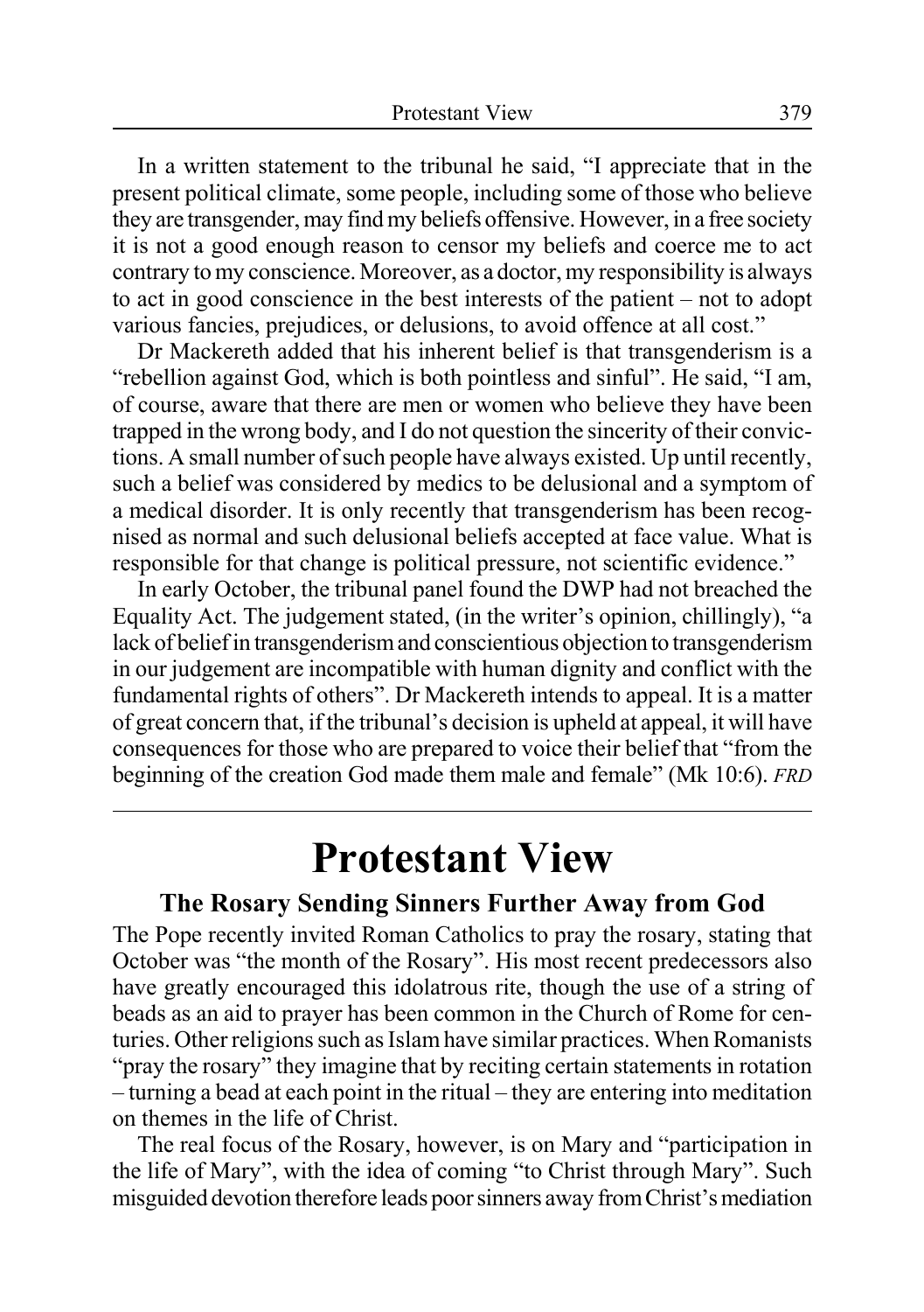In a written statement to the tribunal he said, "I appreciate that in the present political climate, some people, including some of those who believe they are transgender, may find my beliefs offensive. However, in a free society it is not a good enough reason to censor my beliefs and coerce me to act contrary to my conscience. Moreover, as a doctor, my responsibility is always to act in good conscience in the best interests of the patient – not to adopt various fancies, prejudices, or delusions, to avoid offence at all cost."

Dr Mackereth added that his inherent belief is that transgenderism is a "rebellion against God, which is both pointless and sinful". He said, "I am, of course, aware that there are men or women who believe they have been trapped in the wrong body, and I do not question the sincerity of their convictions. A small number of such people have always existed. Up until recently, such a belief was considered by medics to be delusional and a symptom of a medical disorder. It is only recently that transgenderism has been recognised as normal and such delusional beliefs accepted at face value. What is responsible for that change is political pressure, not scientific evidence."

In early October, the tribunal panel found the DWP had not breached the Equality Act. The judgement stated, (in the writer's opinion, chillingly), "a lack of belief in transgenderism and conscientious objection to transgenderism in our judgement are incompatible with human dignity and conflict with the fundamental rights of others". Dr Mackereth intends to appeal. It is a matter of great concern that, if the tribunal's decision is upheld at appeal, it will have consequences for those who are prepared to voice their belief that "from the beginning of the creation God made them male and female" (Mk 10:6). *FRD*

---

# Protestant View

### The Rosary Sending Sinners Further Away from God

The Pope recently invited Roman Catholics to pray the rosary, stating that October was "the month of the Rosary". His most recent predecessors also have greatly encouraged this idolatrous rite, though the use of a string of beads as an aid to prayer has been common in the Church of Rome for centuries. Other religions such as Islam have similar practices. When Romanists "pray the rosary" they imagine that by reciting certain statements in rotation – turning a bead at each point in the ritual – they are entering into meditation on themes in the life of Christ.

The real focus of the Rosary, however, is on Mary and "participation in the life of Mary", with the idea of coming "to Christ through Mary". Such misguided devotion therefore leads poor sinners away from Christ's mediation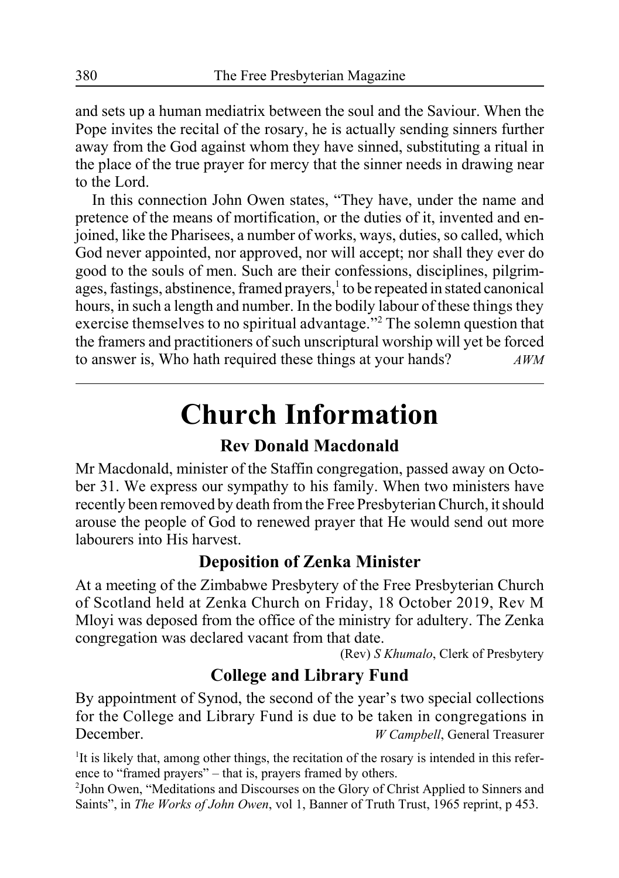and sets up a human mediatrix between the soul and the Saviour. When the Pope invites the recital of the rosary, he is actually sending sinners further away from the God against whom they have sinned, substituting a ritual in the place of the true prayer for mercy that the sinner needs in drawing near to the Lord.

In this connection John Owen states, "They have, under the name and pretence of the means of mortification, or the duties of it, invented and enjoined, like the Pharisees, a number of works, ways, duties, so called, which God never appointed, nor approved, nor will accept; nor shall they ever do good to the souls of men. Such are their confessions, disciplines, pilgrimages, fastings, abstinence, framed prayers,[1] to be repeated in stated canonical hours, in such a length and number. In the bodily labour of these things they exercise themselves to no spiritual advantage."[2] The solemn question that the framers and practitioners of such unscriptural worship will yet be forced to answer is, Who hath required these things at your hands? *AWM*

---

# Church Information

## Rev Donald Macdonald

Mr Macdonald, minister of the Staffin congregation, passed away on October 31. We express our sympathy to his family. When two ministers have recently been removed by death from the Free Presbyterian Church, it should arouse the people of God to renewed prayer that He would send out more labourers into His harvest.

## Deposition of Zenka Minister

At a meeting of the Zimbabwe Presbytery of the Free Presbyterian Church of Scotland held at Zenka Church on Friday, 18 October 2019, Rev M Mloyi was deposed from the office of the ministry for adultery. The Zenka congregation was declared vacant from that date.

(Rev) *S Khumalo*, Clerk of Presbytery

## College and Library Fund

By appointment of Synod, the second of the year's two special collections for the College and Library Fund is due to be taken in congregations in December. *W Campbell*, General Treasurer

[1]It is likely that, among other things, the recitation of the rosary is intended in this reference to "framed prayers" – that is, prayers framed by others.

[2]John Owen, "Meditations and Discourses on the Glory of Christ Applied to Sinners and Saints", in *The Works of John Owen*, vol 1, Banner of Truth Trust, 1965 reprint, p 453.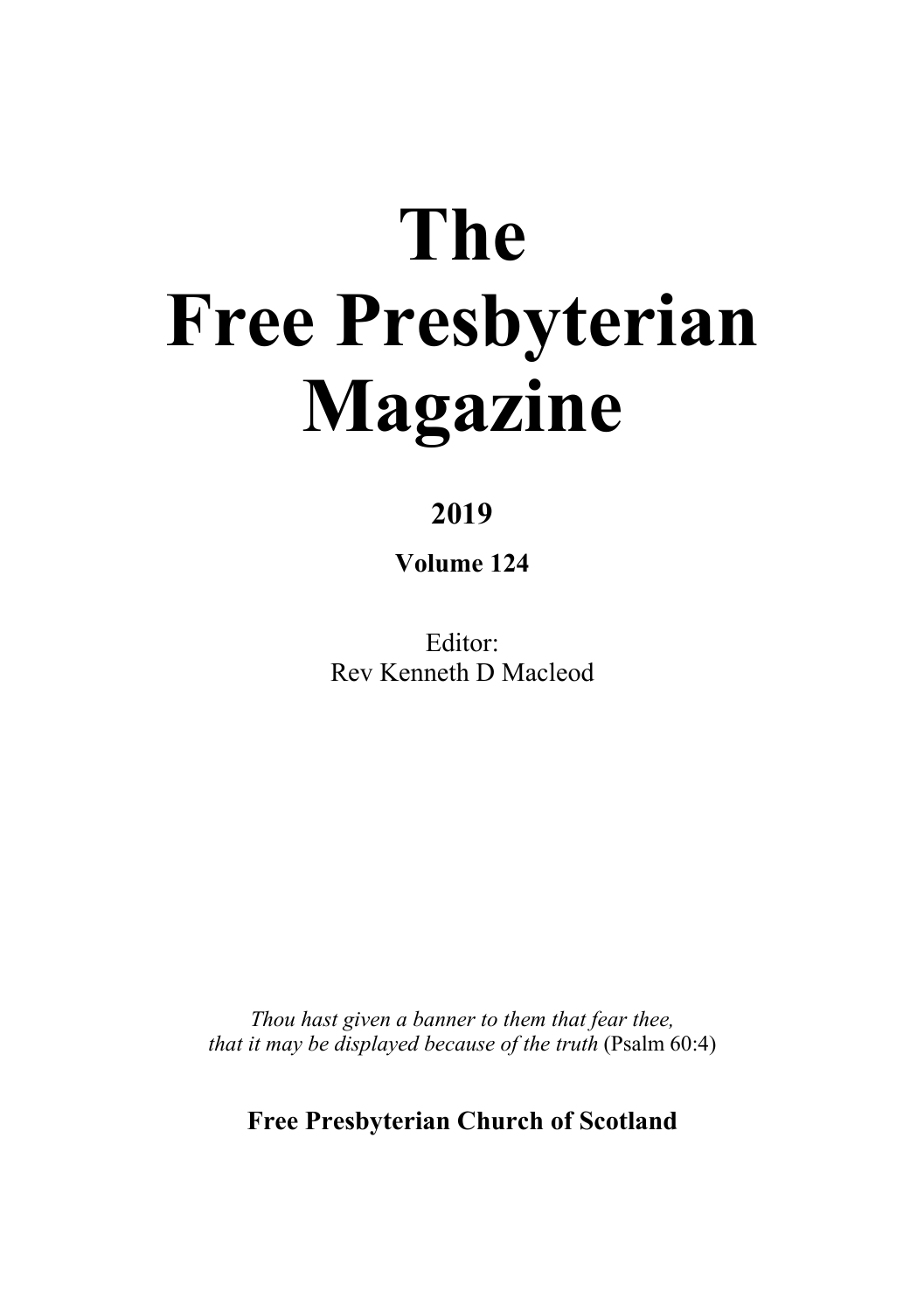# The Free Presbyterian Magazine

**2019**

**Volume 124**

Editor:
Rev Kenneth D Macleod

*Thou hast given a banner to them that fear thee,*
*that it may be displayed because of the truth* (Psalm 60:4)

**Free Presbyterian Church of Scotland**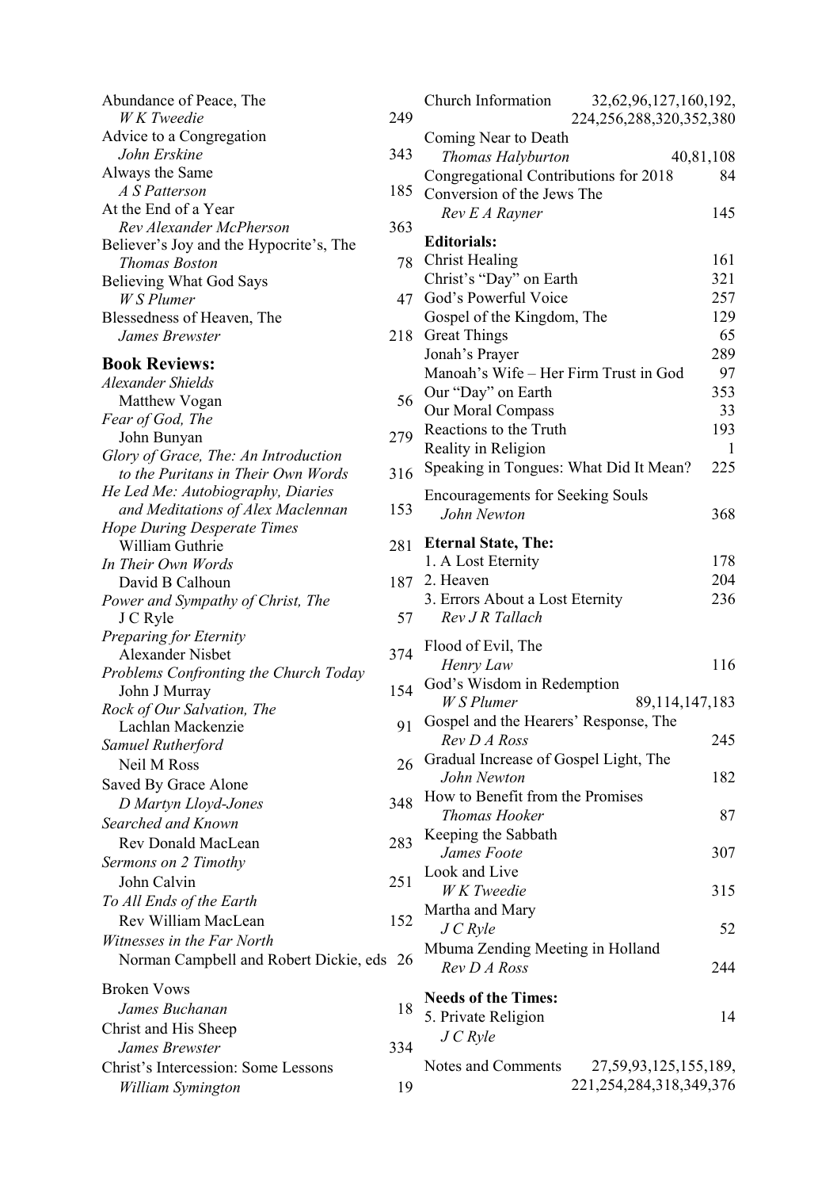Abundance of Peace, The
*W K Tweedie* 249

Advice to a Congregation
*John Erskine* 343

Always the Same
*A S Patterson* 185

At the End of a Year
*Rev Alexander McPherson* 363

Believer's Joy and the Hypocrite's, The
*Thomas Boston* 78

Believing What God Says
*W S Plumer* 47

Blessedness of Heaven, The
*James Brewster* 218

**Book Reviews:**

*Alexander Shields*
Matthew Vogan 56

*Fear of God, The*
John Bunyan 279

*Glory of Grace, The: An Introduction to the Puritans in Their Own Words* 316

*He Led Me: Autobiography, Diaries and Meditations of Alex Maclennan* 153

*Hope During Desperate Times*
William Guthrie 281

*In Their Own Words*
David B Calhoun 187

*Power and Sympathy of Christ, The*
J C Ryle 57

*Preparing for Eternity*
Alexander Nisbet 374

*Problems Confronting the Church Today*
John J Murray 154

*Rock of Our Salvation, The*
Lachlan Mackenzie 91

*Samuel Rutherford*
Neil M Ross 26

Saved By Grace Alone
*D Martyn Lloyd-Jones* 348

*Searched and Known*
Rev Donald MacLean 283

*Sermons on 2 Timothy*
John Calvin 251

*To All Ends of the Earth*
Rev William MacLean 152

*Witnesses in the Far North*
Norman Campbell and Robert Dickie, eds 26

Broken Vows
*James Buchanan* 18

Christ and His Sheep
*James Brewster* 334

Christ's Intercession: Some Lessons
*William Symington* 19

Church Information 32,62,96,127,160,192, 224,256,288,320,352,380

Coming Near to Death
*Thomas Halyburton* 40,81,108

Congregational Contributions for 2018 84

Conversion of the Jews The
*Rev E A Rayner* 145

**Editorials:**

Christ Healing 161
Christ's "Day" on Earth 321
God's Powerful Voice 257
Gospel of the Kingdom, The 129
Great Things 65
Jonah's Prayer 289
Manoah's Wife – Her Firm Trust in God 97
Our "Day" on Earth 353
Our Moral Compass 33
Reactions to the Truth 193
Reality in Religion 1
Speaking in Tongues: What Did It Mean? 225

Encouragements for Seeking Souls
*John Newton* 368

**Eternal State, The:**

1. A Lost Eternity 178
2. Heaven 204
3. Errors About a Lost Eternity 236
*Rev J R Tallach*

Flood of Evil, The
*Henry Law* 116

God's Wisdom in Redemption
*W S Plumer* 89,114,147,183

Gospel and the Hearers' Response, The
*Rev D A Ross* 245

Gradual Increase of Gospel Light, The
*John Newton* 182

How to Benefit from the Promises
*Thomas Hooker* 87

Keeping the Sabbath
*James Foote* 307

Look and Live
*W K Tweedie* 315

Martha and Mary
*J C Ryle* 52

Mbuma Zending Meeting in Holland
*Rev D A Ross* 244

**Needs of the Times:**

5. Private Religion 14
*J C Ryle*

Notes and Comments 27,59,93,125,155,189, 221,254,284,318,349,376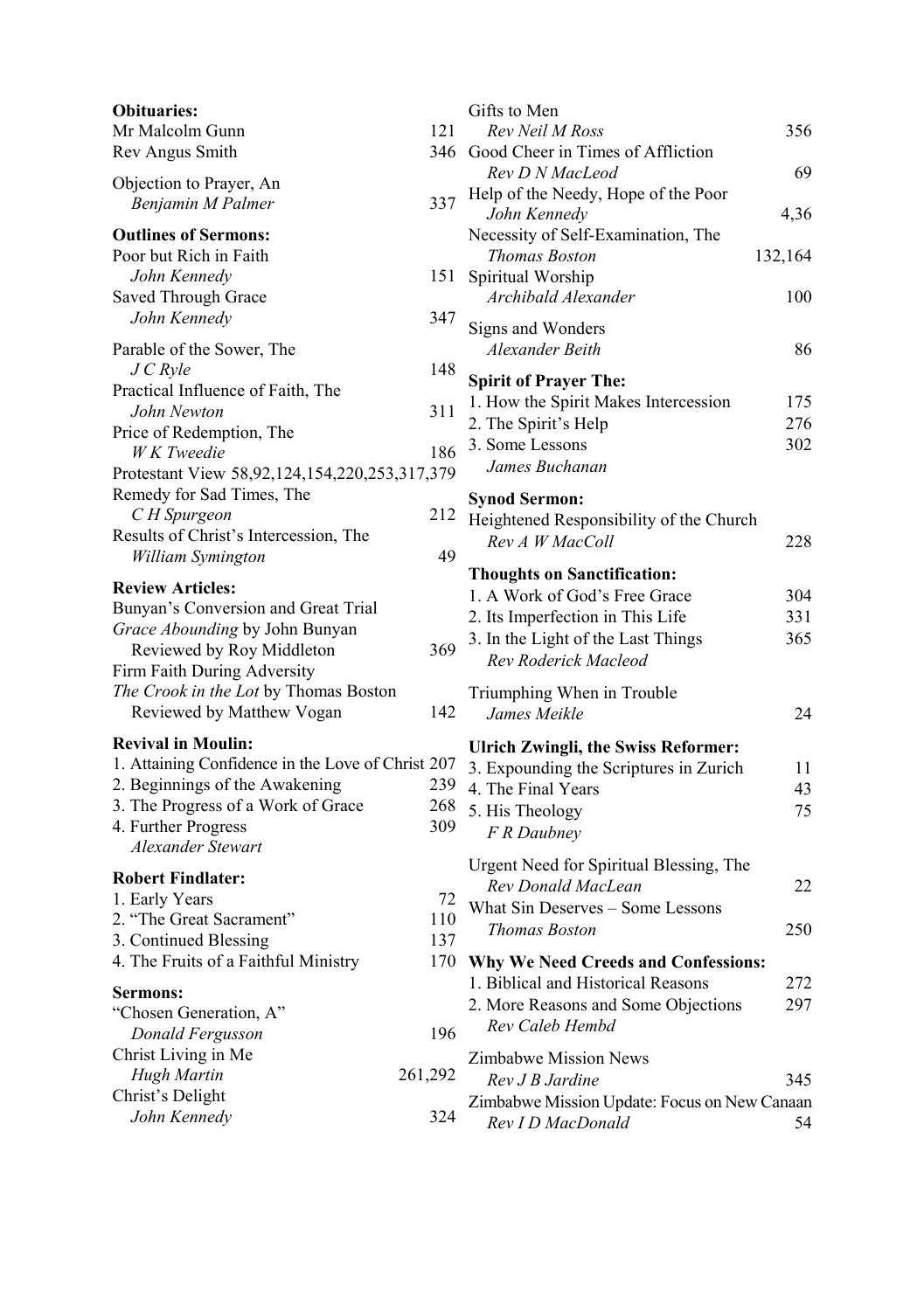**Obituaries:**
Mr Malcolm Gunn 121
Rev Angus Smith 346

Objection to Prayer, An
*Benjamin M Palmer* 337

**Outlines of Sermons:**
Poor but Rich in Faith
*John Kennedy* 151
Saved Through Grace
*John Kennedy* 347

Parable of the Sower, The
*J C Ryle* 148
Practical Influence of Faith, The
*John Newton* 311
Price of Redemption, The
*W K Tweedie* 186
Protestant View 58,92,124,154,220,253,317,379
Remedy for Sad Times, The
*C H Spurgeon* 212
Results of Christ's Intercession, The
*William Symington* 49

**Review Articles:**
Bunyan's Conversion and Great Trial
*Grace Abounding* by John Bunyan
Reviewed by Roy Middleton 369
Firm Faith During Adversity
*The Crook in the Lot* by Thomas Boston
Reviewed by Matthew Vogan 142

**Revival in Moulin:**
1. Attaining Confidence in the Love of Christ 207
2. Beginnings of the Awakening 239
3. The Progress of a Work of Grace 268
4. Further Progress 309
*Alexander Stewart*

**Robert Findlater:**
1. Early Years 72
2. "The Great Sacrament" 110
3. Continued Blessing 137
4. The Fruits of a Faithful Ministry 170

**Sermons:**
"Chosen Generation, A"
*Donald Fergusson* 196
Christ Living in Me
*Hugh Martin* 261,292
Christ's Delight
*John Kennedy* 324

Gifts to Men
*Rev Neil M Ross* 356
Good Cheer in Times of Affliction
*Rev D N MacLeod* 69
Help of the Needy, Hope of the Poor
*John Kennedy* 4,36
Necessity of Self-Examination, The
*Thomas Boston* 132,164
Spiritual Worship
*Archibald Alexander* 100

Signs and Wonders
*Alexander Beith* 86

**Spirit of Prayer The:**
1. How the Spirit Makes Intercession 175
2. The Spirit's Help 276
3. Some Lessons 302
*James Buchanan*

**Synod Sermon:**
Heightened Responsibility of the Church
*Rev A W MacColl* 228

**Thoughts on Sanctification:**
1. A Work of God's Free Grace 304
2. Its Imperfection in This Life 331
3. In the Light of the Last Things 365
*Rev Roderick Macleod*

Triumphing When in Trouble
*James Meikle* 24

**Ulrich Zwingli, the Swiss Reformer:**
3. Expounding the Scriptures in Zurich 11
4. The Final Years 43
5. His Theology 75
*F R Daubney*

Urgent Need for Spiritual Blessing, The
*Rev Donald MacLean* 22
What Sin Deserves – Some Lessons
*Thomas Boston* 250

**Why We Need Creeds and Confessions:**
1. Biblical and Historical Reasons 272
2. More Reasons and Some Objections 297
*Rev Caleb Hembd*

Zimbabwe Mission News
*Rev J B Jardine* 345
Zimbabwe Mission Update: Focus on New Canaan
*Rev I D MacDonald* 54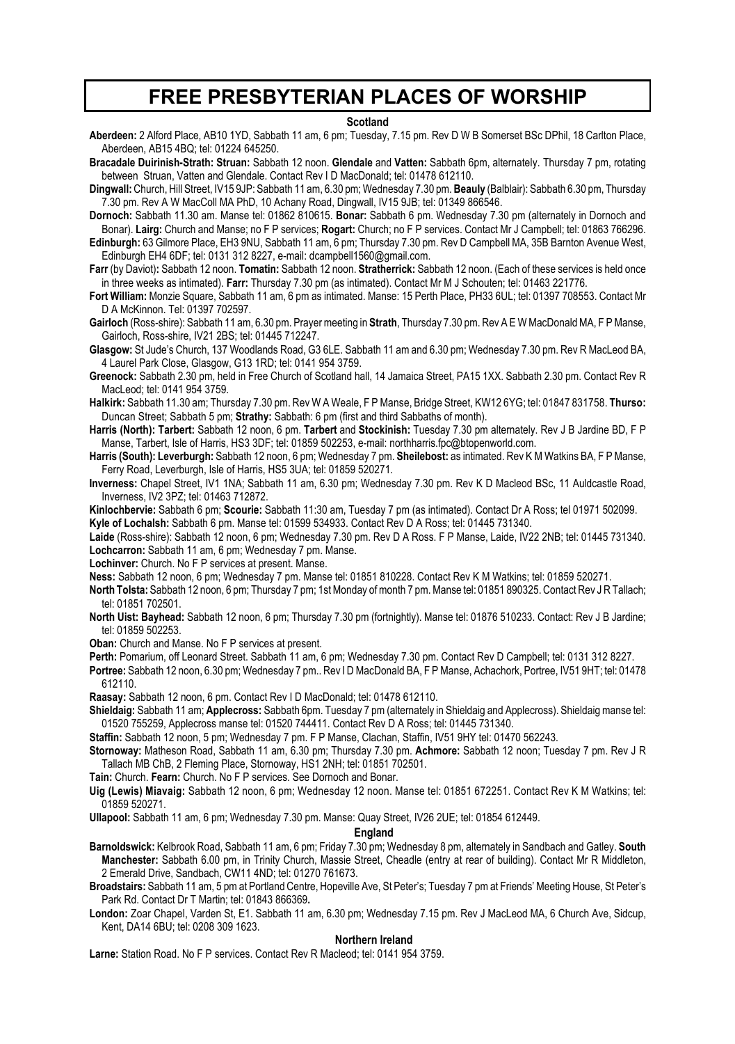# FREE PRESBYTERIAN PLACES OF WORSHIP

## Scotland

**Aberdeen:** 2 Alford Place, AB10 1YD, Sabbath 11 am, 6 pm; Tuesday, 7.15 pm. Rev D W B Somerset BSc DPhil, 18 Carlton Place, Aberdeen, AB15 4BQ; tel: 01224 645250.

**Bracadale Duirinish-Strath: Struan:** Sabbath 12 noon. **Glendale** and **Vatten:** Sabbath 6pm, alternately. Thursday 7 pm, rotating between Struan, Vatten and Glendale. Contact Rev I D MacDonald; tel: 01478 612110.

**Dingwall:** Church, Hill Street, IV15 9JP: Sabbath 11 am, 6.30 pm; Wednesday 7.30 pm. **Beauly** (Balblair): Sabbath 6.30 pm, Thursday 7.30 pm. Rev A W MacColl MA PhD, 10 Achany Road, Dingwall, IV15 9JB; tel: 01349 866546.

**Dornoch:** Sabbath 11.30 am. Manse tel: 01862 810615. **Bonar:** Sabbath 6 pm. Wednesday 7.30 pm (alternately in Dornoch and Bonar). **Lairg:** Church and Manse; no F P services; **Rogart:** Church; no F P services. Contact Mr J Campbell; tel: 01863 766296.

**Edinburgh:** 63 Gilmore Place, EH3 9NU, Sabbath 11 am, 6 pm; Thursday 7.30 pm. Rev D Campbell MA, 35B Barnton Avenue West, Edinburgh EH4 6DF; tel: 0131 312 8227, e-mail: dcampbell1560@gmail.com.

**Farr** (by Daviot)**:** Sabbath 12 noon. **Tomatin:** Sabbath 12 noon. **Stratherrick:** Sabbath 12 noon. (Each of these services is held once in three weeks as intimated). **Farr:** Thursday 7.30 pm (as intimated). Contact Mr M J Schouten; tel: 01463 221776.

**Fort William:** Monzie Square, Sabbath 11 am, 6 pm as intimated. Manse: 15 Perth Place, PH33 6UL; tel: 01397 708553. Contact Mr D A McKinnon. Tel: 01397 702597.

**Gairloch** (Ross-shire): Sabbath 11 am, 6.30 pm. Prayer meeting in **Strath**, Thursday 7.30 pm. Rev A E W MacDonald MA, F P Manse, Gairloch, Ross-shire, IV21 2BS; tel: 01445 712247.

**Glasgow:** St Jude's Church, 137 Woodlands Road, G3 6LE. Sabbath 11 am and 6.30 pm; Wednesday 7.30 pm. Rev R MacLeod BA, 4 Laurel Park Close, Glasgow, G13 1RD; tel: 0141 954 3759.

**Greenock:** Sabbath 2.30 pm, held in Free Church of Scotland hall, 14 Jamaica Street, PA15 1XX. Sabbath 2.30 pm. Contact Rev R MacLeod; tel: 0141 954 3759.

**Halkirk:** Sabbath 11.30 am; Thursday 7.30 pm. Rev W A Weale, F P Manse, Bridge Street, KW12 6YG; tel: 01847 831758. **Thurso:** Duncan Street; Sabbath 5 pm; **Strathy:** Sabbath: 6 pm (first and third Sabbaths of month).

**Harris (North): Tarbert:** Sabbath 12 noon, 6 pm. **Tarbert** and **Stockinish:** Tuesday 7.30 pm alternately. Rev J B Jardine BD, F P Manse, Tarbert, Isle of Harris, HS3 3DF; tel: 01859 502253, e-mail: northharris.fpc@btopenworld.com.

**Harris (South): Leverburgh:** Sabbath 12 noon, 6 pm; Wednesday 7 pm. **Sheilebost:** as intimated. Rev K M Watkins BA, F P Manse, Ferry Road, Leverburgh, Isle of Harris, HS5 3UA; tel: 01859 520271.

**Inverness:** Chapel Street, IV1 1NA; Sabbath 11 am, 6.30 pm; Wednesday 7.30 pm. Rev K D Macleod BSc, 11 Auldcastle Road, Inverness, IV2 3PZ; tel: 01463 712872.

**Kinlochbervie:** Sabbath 6 pm; **Scourie:** Sabbath 11:30 am, Tuesday 7 pm (as intimated). Contact Dr A Ross; tel 01971 502099.

**Kyle of Lochalsh:** Sabbath 6 pm. Manse tel: 01599 534933. Contact Rev D A Ross; tel: 01445 731340.

**Laide** (Ross-shire): Sabbath 12 noon, 6 pm; Wednesday 7.30 pm. Rev D A Ross. F P Manse, Laide, IV22 2NB; tel: 01445 731340.

**Lochcarron:** Sabbath 11 am, 6 pm; Wednesday 7 pm. Manse.

**Lochinver:** Church. No F P services at present. Manse.

**Ness:** Sabbath 12 noon, 6 pm; Wednesday 7 pm. Manse tel: 01851 810228. Contact Rev K M Watkins; tel: 01859 520271.

**North Tolsta:** Sabbath 12 noon, 6 pm; Thursday 7 pm; 1st Monday of month 7 pm. Manse tel: 01851 890325. Contact Rev J R Tallach; tel: 01851 702501.

**North Uist: Bayhead:** Sabbath 12 noon, 6 pm; Thursday 7.30 pm (fortnightly). Manse tel: 01876 510233. Contact: Rev J B Jardine; tel: 01859 502253.

**Oban:** Church and Manse. No F P services at present.

**Perth:** Pomarium, off Leonard Street. Sabbath 11 am, 6 pm; Wednesday 7.30 pm. Contact Rev D Campbell; tel: 0131 312 8227.

**Portree:** Sabbath 12 noon, 6.30 pm; Wednesday 7 pm.. Rev I D MacDonald BA, F P Manse, Achachork, Portree, IV51 9HT; tel: 01478 612110.

**Raasay:** Sabbath 12 noon, 6 pm. Contact Rev I D MacDonald; tel: 01478 612110.

**Shieldaig:** Sabbath 11 am; **Applecross:** Sabbath 6pm. Tuesday 7 pm (alternately in Shieldaig and Applecross). Shieldaig manse tel: 01520 755259, Applecross manse tel: 01520 744411. Contact Rev D A Ross; tel: 01445 731340.

**Staffin:** Sabbath 12 noon, 5 pm; Wednesday 7 pm. F P Manse, Clachan, Staffin, IV51 9HY tel: 01470 562243.

**Stornoway:** Matheson Road, Sabbath 11 am, 6.30 pm; Thursday 7.30 pm. **Achmore:** Sabbath 12 noon; Tuesday 7 pm. Rev J R Tallach MB ChB, 2 Fleming Place, Stornoway, HS1 2NH; tel: 01851 702501.

**Tain:** Church. **Fearn:** Church. No F P services. See Dornoch and Bonar.

**Uig (Lewis) Miavaig:** Sabbath 12 noon, 6 pm; Wednesday 12 noon. Manse tel: 01851 672251. Contact Rev K M Watkins; tel: 01859 520271.

**Ullapool:** Sabbath 11 am, 6 pm; Wednesday 7.30 pm. Manse: Quay Street, IV26 2UE; tel: 01854 612449.

## England

**Barnoldswick:** Kelbrook Road, Sabbath 11 am, 6 pm; Friday 7.30 pm; Wednesday 8 pm, alternately in Sandbach and Gatley. **South Manchester:** Sabbath 6.00 pm, in Trinity Church, Massie Street, Cheadle (entry at rear of building). Contact Mr R Middleton, 2 Emerald Drive, Sandbach, CW11 4ND; tel: 01270 761673.

**Broadstairs:** Sabbath 11 am, 5 pm at Portland Centre, Hopeville Ave, St Peter's; Tuesday 7 pm at Friends' Meeting House, St Peter's Park Rd. Contact Dr T Martin; tel: 01843 866369**.**

**London:** Zoar Chapel, Varden St, E1. Sabbath 11 am, 6.30 pm; Wednesday 7.15 pm. Rev J MacLeod MA, 6 Church Ave, Sidcup, Kent, DA14 6BU; tel: 0208 309 1623.

## Northern Ireland

**Larne:** Station Road. No F P services. Contact Rev R Macleod; tel: 0141 954 3759.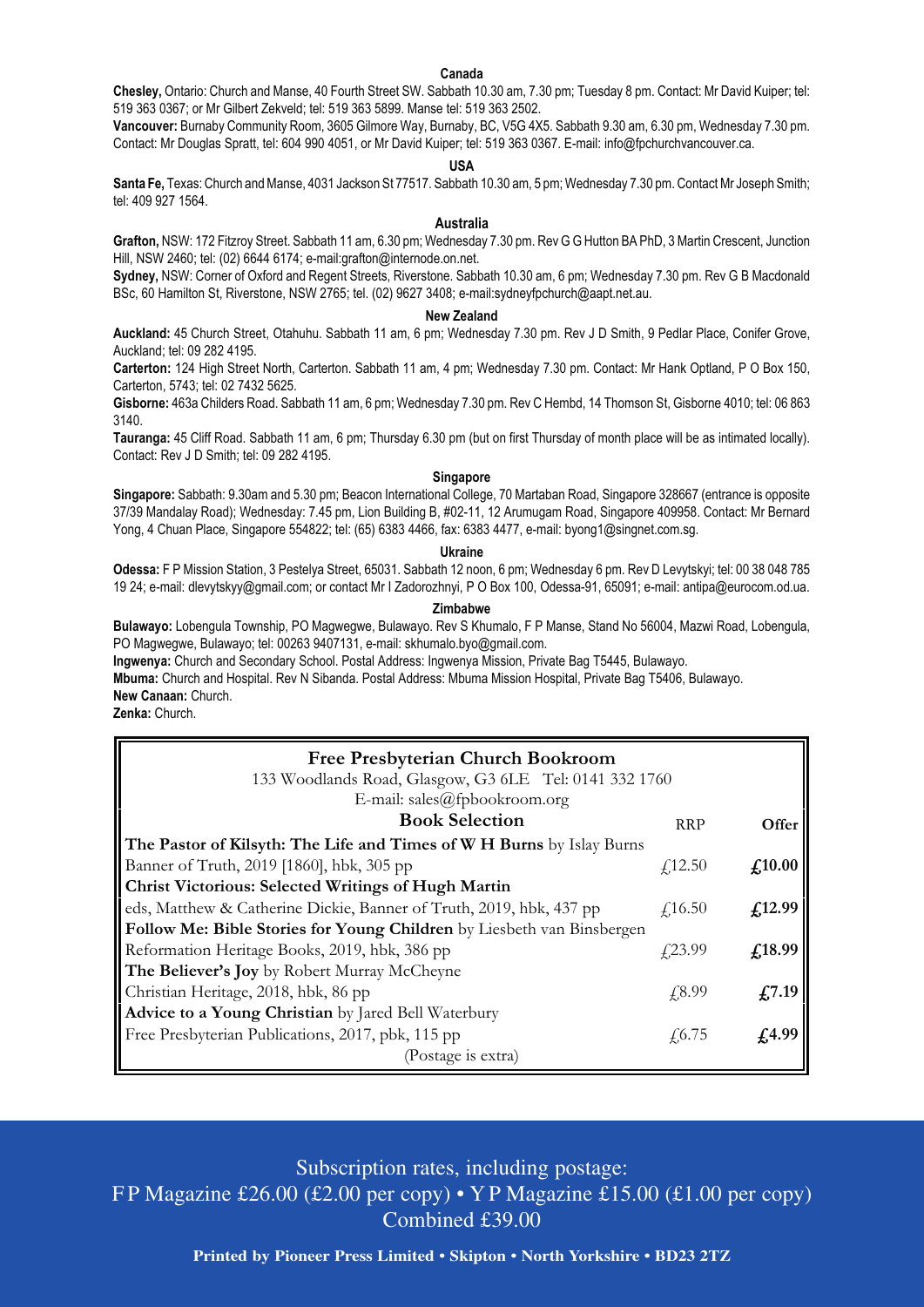## Canada

**Chesley,** Ontario: Church and Manse, 40 Fourth Street SW. Sabbath 10.30 am, 7.30 pm; Tuesday 8 pm. Contact: Mr David Kuiper; tel: 519 363 0367; or Mr Gilbert Zekveld; tel: 519 363 5899. Manse tel: 519 363 2502.

**Vancouver:** Burnaby Community Room, 3605 Gilmore Way, Burnaby, BC, V5G 4X5. Sabbath 9.30 am, 6.30 pm, Wednesday 7.30 pm. Contact: Mr Douglas Spratt, tel: 604 990 4051, or Mr David Kuiper; tel: 519 363 0367. E-mail: info@fpchurchvancouver.ca.

## USA

**Santa Fe,** Texas: Church and Manse, 4031 Jackson St 77517. Sabbath 10.30 am, 5 pm; Wednesday 7.30 pm. Contact Mr Joseph Smith; tel: 409 927 1564.

## Australia

**Grafton,** NSW: 172 Fitzroy Street. Sabbath 11 am, 6.30 pm; Wednesday 7.30 pm. Rev G G Hutton BA PhD, 3 Martin Crescent, Junction Hill, NSW 2460; tel: (02) 6644 6174; e-mail:grafton@internode.on.net.

**Sydney,** NSW: Corner of Oxford and Regent Streets, Riverstone. Sabbath 10.30 am, 6 pm; Wednesday 7.30 pm. Rev G B Macdonald BSc, 60 Hamilton St, Riverstone, NSW 2765; tel. (02) 9627 3408; e-mail:sydneyfpchurch@aapt.net.au.

## New Zealand

**Auckland:** 45 Church Street, Otahuhu. Sabbath 11 am, 6 pm; Wednesday 7.30 pm. Rev J D Smith, 9 Pedlar Place, Conifer Grove, Auckland; tel: 09 282 4195.

**Carterton:** 124 High Street North, Carterton. Sabbath 11 am, 4 pm; Wednesday 7.30 pm. Contact: Mr Hank Optland, P O Box 150, Carterton, 5743; tel: 02 7432 5625.

**Gisborne:** 463a Childers Road. Sabbath 11 am, 6 pm; Wednesday 7.30 pm. Rev C Hembd, 14 Thomson St, Gisborne 4010; tel: 06 863 3140.

**Tauranga:** 45 Cliff Road. Sabbath 11 am, 6 pm; Thursday 6.30 pm (but on first Thursday of month place will be as intimated locally). Contact: Rev J D Smith; tel: 09 282 4195.

## Singapore

**Singapore:** Sabbath: 9.30am and 5.30 pm; Beacon International College, 70 Martaban Road, Singapore 328667 (entrance is opposite 37/39 Mandalay Road); Wednesday: 7.45 pm, Lion Building B, #02-11, 12 Arumugam Road, Singapore 409958. Contact: Mr Bernard Yong, 4 Chuan Place, Singapore 554822; tel: (65) 6383 4466, fax: 6383 4477, e-mail: byong1@singnet.com.sg.

## Ukraine

**Odessa:** F P Mission Station, 3 Pestelya Street, 65031. Sabbath 12 noon, 6 pm; Wednesday 6 pm. Rev D Levytskyi; tel: 00 38 048 785 19 24; e-mail: dlevytskyy@gmail.com; or contact Mr I Zadorozhnyi, P O Box 100, Odessa-91, 65091; e-mail: antipa@eurocom.od.ua.

## Zimbabwe

**Bulawayo:** Lobengula Township, PO Magwegwe, Bulawayo. Rev S Khumalo, F P Manse, Stand No 56004, Mazwi Road, Lobengula, PO Magwegwe, Bulawayo; tel: 00263 9407131, e-mail: skhumalo.byo@gmail.com.

**Ingwenya:** Church and Secondary School. Postal Address: Ingwenya Mission, Private Bag T5445, Bulawayo.

**Mbuma:** Church and Hospital. Rev N Sibanda. Postal Address: Mbuma Mission Hospital, Private Bag T5406, Bulawayo.

**New Canaan:** Church.

**Zenka:** Church.

---

**Free Presbyterian Church Bookroom**
133 Woodlands Road, Glasgow, G3 6LE Tel: 0141 332 1760
E-mail: sales@fpbookroom.org

| **Book Selection** | RRP | **Offer** |
|---|---|---|
| **The Pastor of Kilsyth: The Life and Times of W H Burns** by Islay Burns | | |
| Banner of Truth, 2019 [1860], hbk, 305 pp | £12.50 | **£10.00** |
| **Christ Victorious: Selected Writings of Hugh Martin** | | |
| eds, Matthew & Catherine Dickie, Banner of Truth, 2019, hbk, 437 pp | £16.50 | **£12.99** |
| **Follow Me: Bible Stories for Young Children** by Liesbeth van Binsbergen | | |
| Reformation Heritage Books, 2019, hbk, 386 pp | £23.99 | **£18.99** |
| **The Believer's Joy** by Robert Murray McCheyne | | |
| Christian Heritage, 2018, hbk, 86 pp | £8.99 | **£7.19** |
| **Advice to a Young Christian** by Jared Bell Waterbury | | |
| Free Presbyterian Publications, 2017, pbk, 115 pp | £6.75 | **£4.99** |

(Postage is extra)

---

Subscription rates, including postage:
F P Magazine £26.00 (£2.00 per copy) • Y P Magazine £15.00 (£1.00 per copy)
Combined £39.00

**Printed by Pioneer Press Limited • Skipton • North Yorkshire • BD23 2TZ**